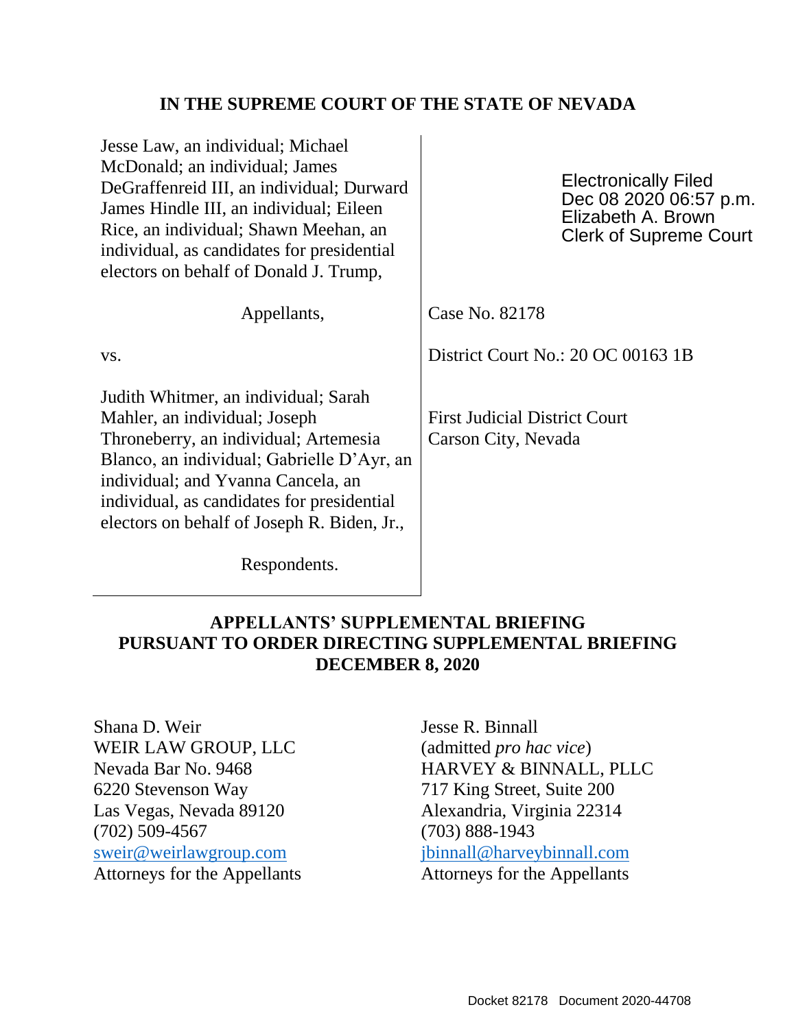# IN THE SUPREME COURT OF THE STATE OF NEVADA

| | |
|---|---|
| Jesse Law, an individual; Michael McDonald; an individual; James DeGraffenreid III, an individual; Durward James Hindle III, an individual; Eileen Rice, an individual; Shawn Meehan, an individual, as candidates for presidential electors on behalf of Donald J. Trump, | Electronically Filed<br>Dec 08 2020 06:57 p.m.<br>Elizabeth A. Brown<br>Clerk of Supreme Court |
| Appellants, | Case No. 82178 |
| vs. | District Court No.: 20 OC 00163 1B |
| Judith Whitmer, an individual; Sarah Mahler, an individual; Joseph Throneberry, an individual; Artemesia Blanco, an individual; Gabrielle D'Ayr, an individual; and Yvanna Cancela, an individual, as candidates for presidential electors on behalf of Joseph R. Biden, Jr., | First Judicial District Court<br>Carson City, Nevada |
| Respondents. | |

## APPELLANTS' SUPPLEMENTAL BRIEFING PURSUANT TO ORDER DIRECTING SUPPLEMENTAL BRIEFING DECEMBER 8, 2020

Shana D. Weir
WEIR LAW GROUP, LLC
Nevada Bar No. 9468
6220 Stevenson Way
Las Vegas, Nevada 89120
(702) 509-4567
sweir@weirlawgroup.com
Attorneys for the Appellants

Jesse R. Binnall
(admitted *pro hac vice*)
HARVEY & BINNALL, PLLC
717 King Street, Suite 200
Alexandria, Virginia 22314
(703) 888-1943
jbinnall@harveybinnall.com
Attorneys for the Appellants

Docket 82178 Document 2020-44708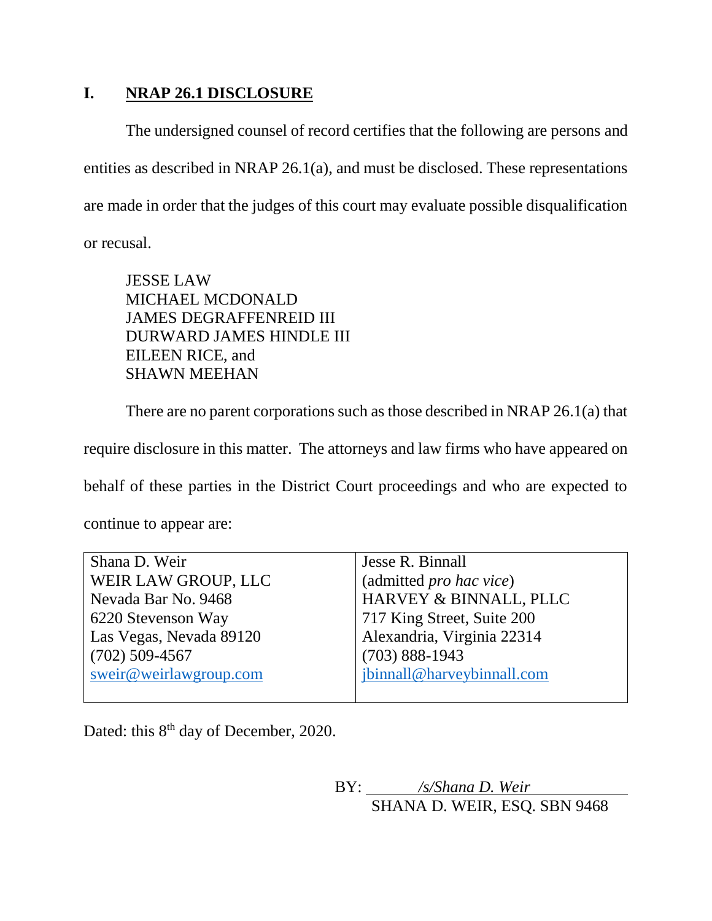## I. NRAP 26.1 DISCLOSURE

The undersigned counsel of record certifies that the following are persons and entities as described in NRAP 26.1(a), and must be disclosed. These representations are made in order that the judges of this court may evaluate possible disqualification or recusal.

JESSE LAW
MICHAEL MCDONALD
JAMES DEGRAFFENREID III
DURWARD JAMES HINDLE III
EILEEN RICE, and
SHAWN MEEHAN

There are no parent corporations such as those described in NRAP 26.1(a) that require disclosure in this matter. The attorneys and law firms who have appeared on behalf of these parties in the District Court proceedings and who are expected to continue to appear are:

| | |
|---|---|
| Shana D. Weir<br>WEIR LAW GROUP, LLC<br>Nevada Bar No. 9468<br>6220 Stevenson Way<br>Las Vegas, Nevada 89120<br>(702) 509-4567<br>sweir@weirlawgroup.com | Jesse R. Binnall<br>(admitted *pro hac vice*)<br>HARVEY & BINNALL, PLLC<br>717 King Street, Suite 200<br>Alexandria, Virginia 22314<br>(703) 888-1943<br>jbinnall@harveybinnall.com |

Dated: this 8th day of December, 2020.

BY: *\/s/Shana D. Weir*
SHANA D. WEIR, ESQ. SBN 9468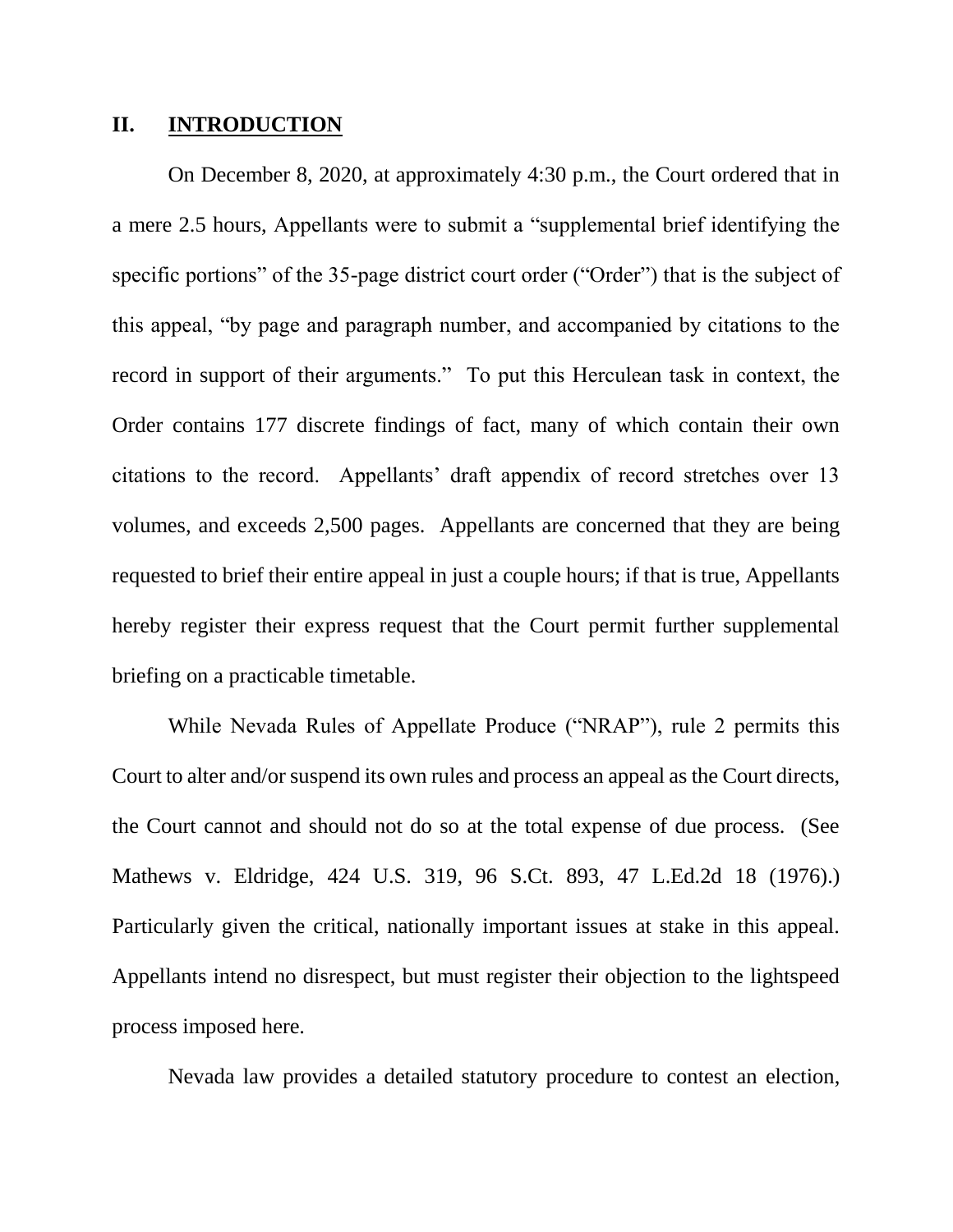## II. INTRODUCTION

On December 8, 2020, at approximately 4:30 p.m., the Court ordered that in a mere 2.5 hours, Appellants were to submit a "supplemental brief identifying the specific portions" of the 35-page district court order ("Order") that is the subject of this appeal, "by page and paragraph number, and accompanied by citations to the record in support of their arguments." To put this Herculean task in context, the Order contains 177 discrete findings of fact, many of which contain their own citations to the record. Appellants' draft appendix of record stretches over 13 volumes, and exceeds 2,500 pages. Appellants are concerned that they are being requested to brief their entire appeal in just a couple hours; if that is true, Appellants hereby register their express request that the Court permit further supplemental briefing on a practicable timetable.

While Nevada Rules of Appellate Produce ("NRAP"), rule 2 permits this Court to alter and/or suspend its own rules and process an appeal as the Court directs, the Court cannot and should not do so at the total expense of due process. (See Mathews v. Eldridge, 424 U.S. 319, 96 S.Ct. 893, 47 L.Ed.2d 18 (1976).) Particularly given the critical, nationally important issues at stake in this appeal. Appellants intend no disrespect, but must register their objection to the lightspeed process imposed here.

Nevada law provides a detailed statutory procedure to contest an election,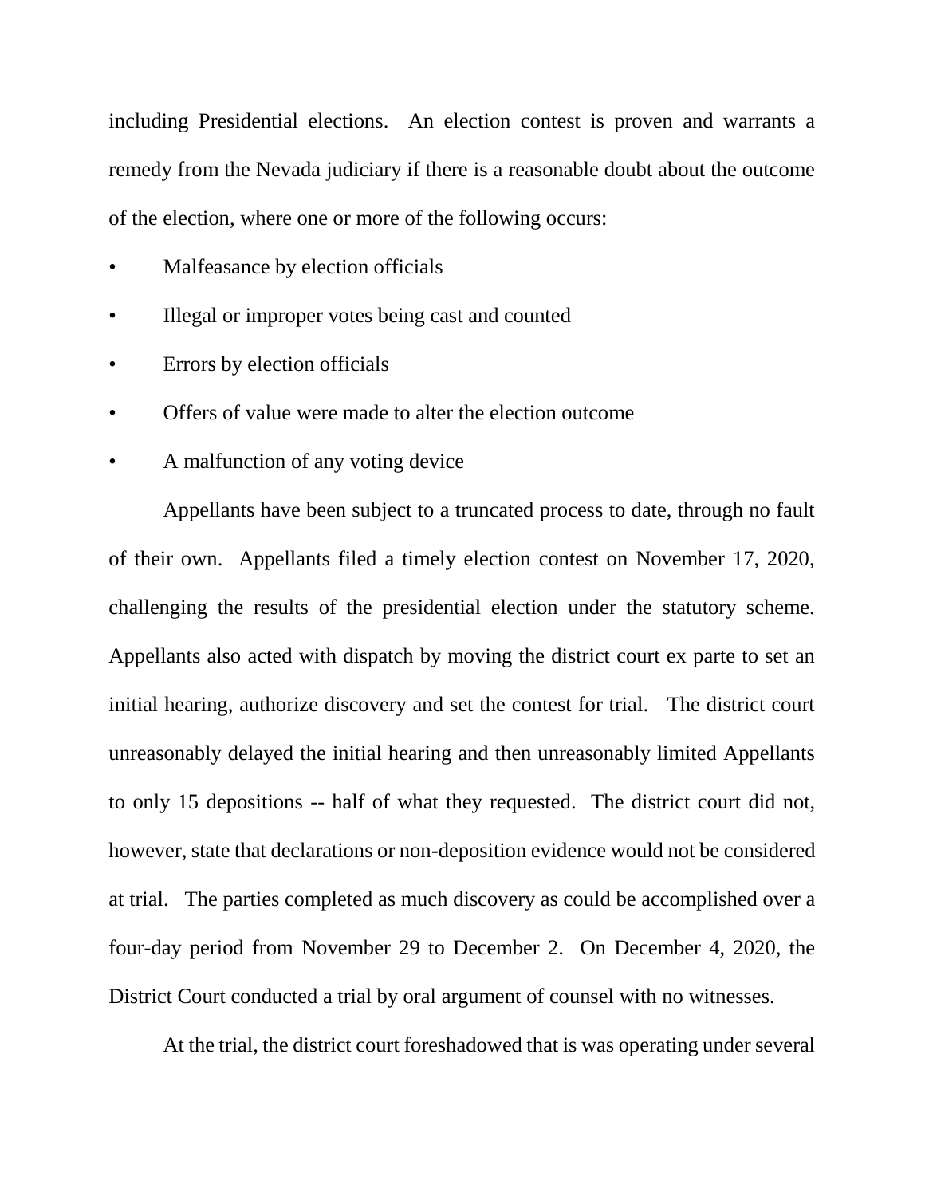including Presidential elections. An election contest is proven and warrants a remedy from the Nevada judiciary if there is a reasonable doubt about the outcome of the election, where one or more of the following occurs:

- Malfeasance by election officials
- Illegal or improper votes being cast and counted
- Errors by election officials
- Offers of value were made to alter the election outcome
- A malfunction of any voting device

Appellants have been subject to a truncated process to date, through no fault of their own. Appellants filed a timely election contest on November 17, 2020, challenging the results of the presidential election under the statutory scheme. Appellants also acted with dispatch by moving the district court ex parte to set an initial hearing, authorize discovery and set the contest for trial. The district court unreasonably delayed the initial hearing and then unreasonably limited Appellants to only 15 depositions -- half of what they requested. The district court did not, however, state that declarations or non-deposition evidence would not be considered at trial. The parties completed as much discovery as could be accomplished over a four-day period from November 29 to December 2. On December 4, 2020, the District Court conducted a trial by oral argument of counsel with no witnesses.

At the trial, the district court foreshadowed that is was operating under several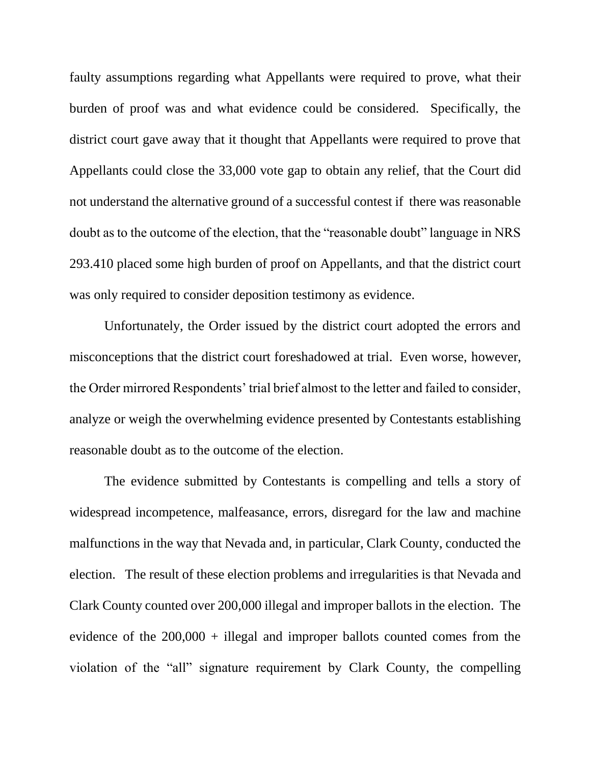faulty assumptions regarding what Appellants were required to prove, what their burden of proof was and what evidence could be considered. Specifically, the district court gave away that it thought that Appellants were required to prove that Appellants could close the 33,000 vote gap to obtain any relief, that the Court did not understand the alternative ground of a successful contest if there was reasonable doubt as to the outcome of the election, that the "reasonable doubt" language in NRS 293.410 placed some high burden of proof on Appellants, and that the district court was only required to consider deposition testimony as evidence.

Unfortunately, the Order issued by the district court adopted the errors and misconceptions that the district court foreshadowed at trial. Even worse, however, the Order mirrored Respondents' trial brief almost to the letter and failed to consider, analyze or weigh the overwhelming evidence presented by Contestants establishing reasonable doubt as to the outcome of the election.

The evidence submitted by Contestants is compelling and tells a story of widespread incompetence, malfeasance, errors, disregard for the law and machine malfunctions in the way that Nevada and, in particular, Clark County, conducted the election. The result of these election problems and irregularities is that Nevada and Clark County counted over 200,000 illegal and improper ballots in the election. The evidence of the 200,000 + illegal and improper ballots counted comes from the violation of the "all" signature requirement by Clark County, the compelling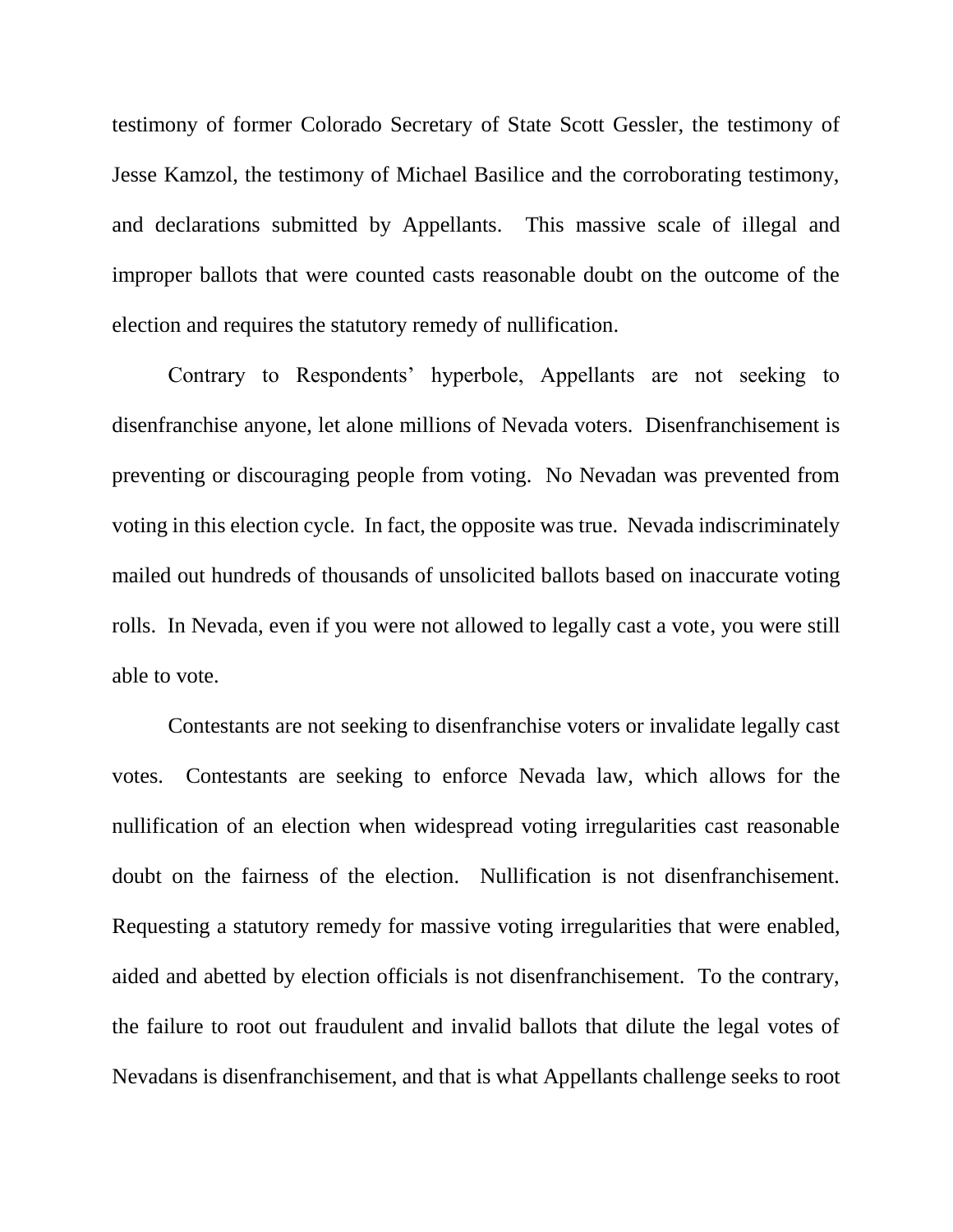testimony of former Colorado Secretary of State Scott Gessler, the testimony of Jesse Kamzol, the testimony of Michael Basilice and the corroborating testimony, and declarations submitted by Appellants. This massive scale of illegal and improper ballots that were counted casts reasonable doubt on the outcome of the election and requires the statutory remedy of nullification.

Contrary to Respondents' hyperbole, Appellants are not seeking to disenfranchise anyone, let alone millions of Nevada voters. Disenfranchisement is preventing or discouraging people from voting. No Nevadan was prevented from voting in this election cycle. In fact, the opposite was true. Nevada indiscriminately mailed out hundreds of thousands of unsolicited ballots based on inaccurate voting rolls. In Nevada, even if you were not allowed to legally cast a vote, you were still able to vote.

Contestants are not seeking to disenfranchise voters or invalidate legally cast votes. Contestants are seeking to enforce Nevada law, which allows for the nullification of an election when widespread voting irregularities cast reasonable doubt on the fairness of the election. Nullification is not disenfranchisement. Requesting a statutory remedy for massive voting irregularities that were enabled, aided and abetted by election officials is not disenfranchisement. To the contrary, the failure to root out fraudulent and invalid ballots that dilute the legal votes of Nevadans is disenfranchisement, and that is what Appellants challenge seeks to root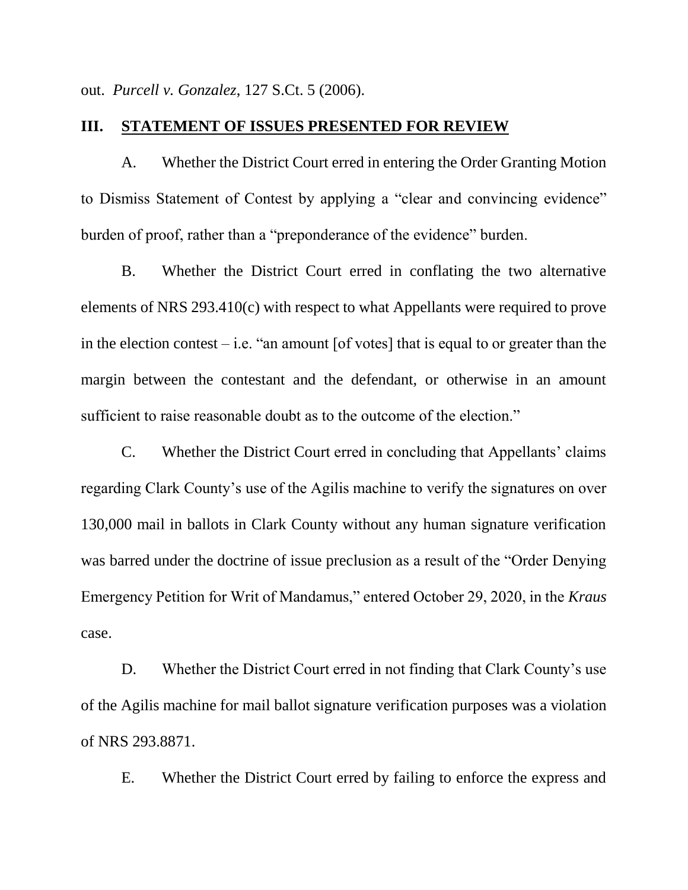out. *Purcell v. Gonzalez*, 127 S.Ct. 5 (2006).

## III. STATEMENT OF ISSUES PRESENTED FOR REVIEW

A. Whether the District Court erred in entering the Order Granting Motion to Dismiss Statement of Contest by applying a "clear and convincing evidence" burden of proof, rather than a "preponderance of the evidence" burden.

B. Whether the District Court erred in conflating the two alternative elements of NRS 293.410(c) with respect to what Appellants were required to prove in the election contest – i.e. "an amount [of votes] that is equal to or greater than the margin between the contestant and the defendant, or otherwise in an amount sufficient to raise reasonable doubt as to the outcome of the election."

C. Whether the District Court erred in concluding that Appellants' claims regarding Clark County's use of the Agilis machine to verify the signatures on over 130,000 mail in ballots in Clark County without any human signature verification was barred under the doctrine of issue preclusion as a result of the "Order Denying Emergency Petition for Writ of Mandamus," entered October 29, 2020, in the *Kraus* case.

D. Whether the District Court erred in not finding that Clark County's use of the Agilis machine for mail ballot signature verification purposes was a violation of NRS 293.8871.

E. Whether the District Court erred by failing to enforce the express and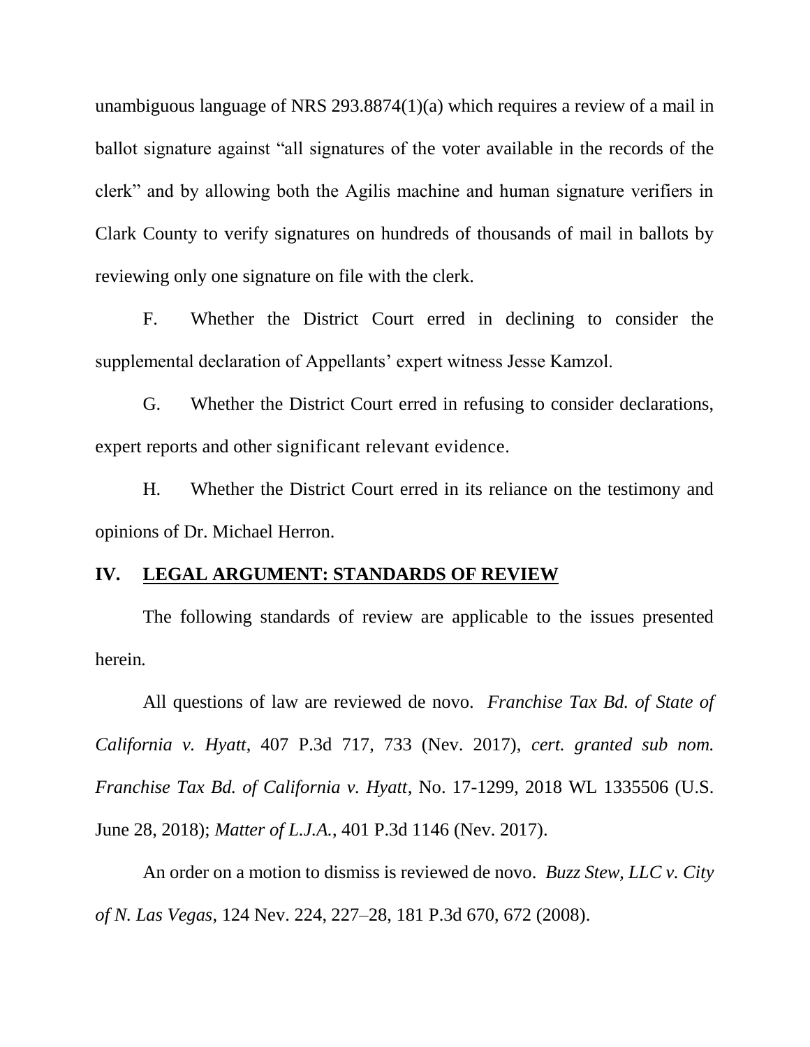unambiguous language of NRS 293.8874(1)(a) which requires a review of a mail in ballot signature against "all signatures of the voter available in the records of the clerk" and by allowing both the Agilis machine and human signature verifiers in Clark County to verify signatures on hundreds of thousands of mail in ballots by reviewing only one signature on file with the clerk.

F. Whether the District Court erred in declining to consider the supplemental declaration of Appellants' expert witness Jesse Kamzol.

G. Whether the District Court erred in refusing to consider declarations, expert reports and other significant relevant evidence.

H. Whether the District Court erred in its reliance on the testimony and opinions of Dr. Michael Herron.

## IV. LEGAL ARGUMENT: STANDARDS OF REVIEW

The following standards of review are applicable to the issues presented herein.

All questions of law are reviewed de novo. *Franchise Tax Bd. of State of California v. Hyatt*, 407 P.3d 717, 733 (Nev. 2017), *cert. granted sub nom. Franchise Tax Bd. of California v. Hyatt*, No. 17-1299, 2018 WL 1335506 (U.S. June 28, 2018); *Matter of L.J.A.*, 401 P.3d 1146 (Nev. 2017).

An order on a motion to dismiss is reviewed de novo. *Buzz Stew, LLC v. City of N. Las Vegas*, 124 Nev. 224, 227–28, 181 P.3d 670, 672 (2008).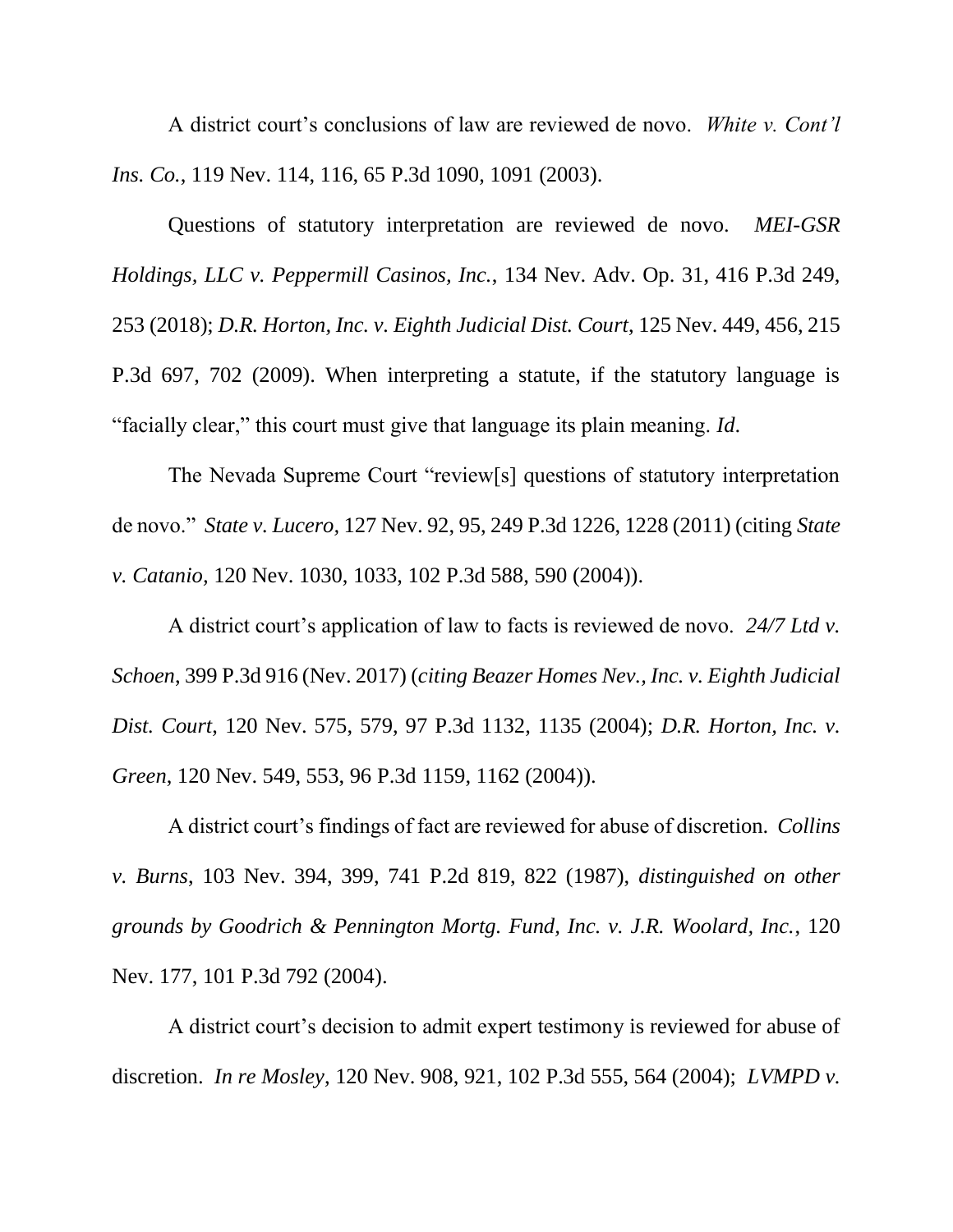A district court's conclusions of law are reviewed de novo. *White v. Cont'l Ins. Co.*, 119 Nev. 114, 116, 65 P.3d 1090, 1091 (2003).

Questions of statutory interpretation are reviewed de novo. *MEI-GSR Holdings, LLC v. Peppermill Casinos, Inc.*, 134 Nev. Adv. Op. 31, 416 P.3d 249, 253 (2018); *D.R. Horton, Inc. v. Eighth Judicial Dist. Court*, 125 Nev. 449, 456, 215 P.3d 697, 702 (2009). When interpreting a statute, if the statutory language is "facially clear," this court must give that language its plain meaning. *Id*.

The Nevada Supreme Court "review[s] questions of statutory interpretation de novo." *State v. Lucero*, 127 Nev. 92, 95, 249 P.3d 1226, 1228 (2011) (citing *State v. Catanio*, 120 Nev. 1030, 1033, 102 P.3d 588, 590 (2004)).

A district court's application of law to facts is reviewed de novo. *24/7 Ltd v. Schoen*, 399 P.3d 916 (Nev. 2017) (*citing Beazer Homes Nev., Inc. v. Eighth Judicial Dist. Court*, 120 Nev. 575, 579, 97 P.3d 1132, 1135 (2004); *D.R. Horton, Inc. v. Green*, 120 Nev. 549, 553, 96 P.3d 1159, 1162 (2004)).

A district court's findings of fact are reviewed for abuse of discretion. *Collins v. Burns*, 103 Nev. 394, 399, 741 P.2d 819, 822 (1987), *distinguished on other grounds by Goodrich & Pennington Mortg. Fund, Inc. v. J.R. Woolard, Inc.*, 120 Nev. 177, 101 P.3d 792 (2004).

A district court's decision to admit expert testimony is reviewed for abuse of discretion. *In re Mosley*, 120 Nev. 908, 921, 102 P.3d 555, 564 (2004); *LVMPD v.*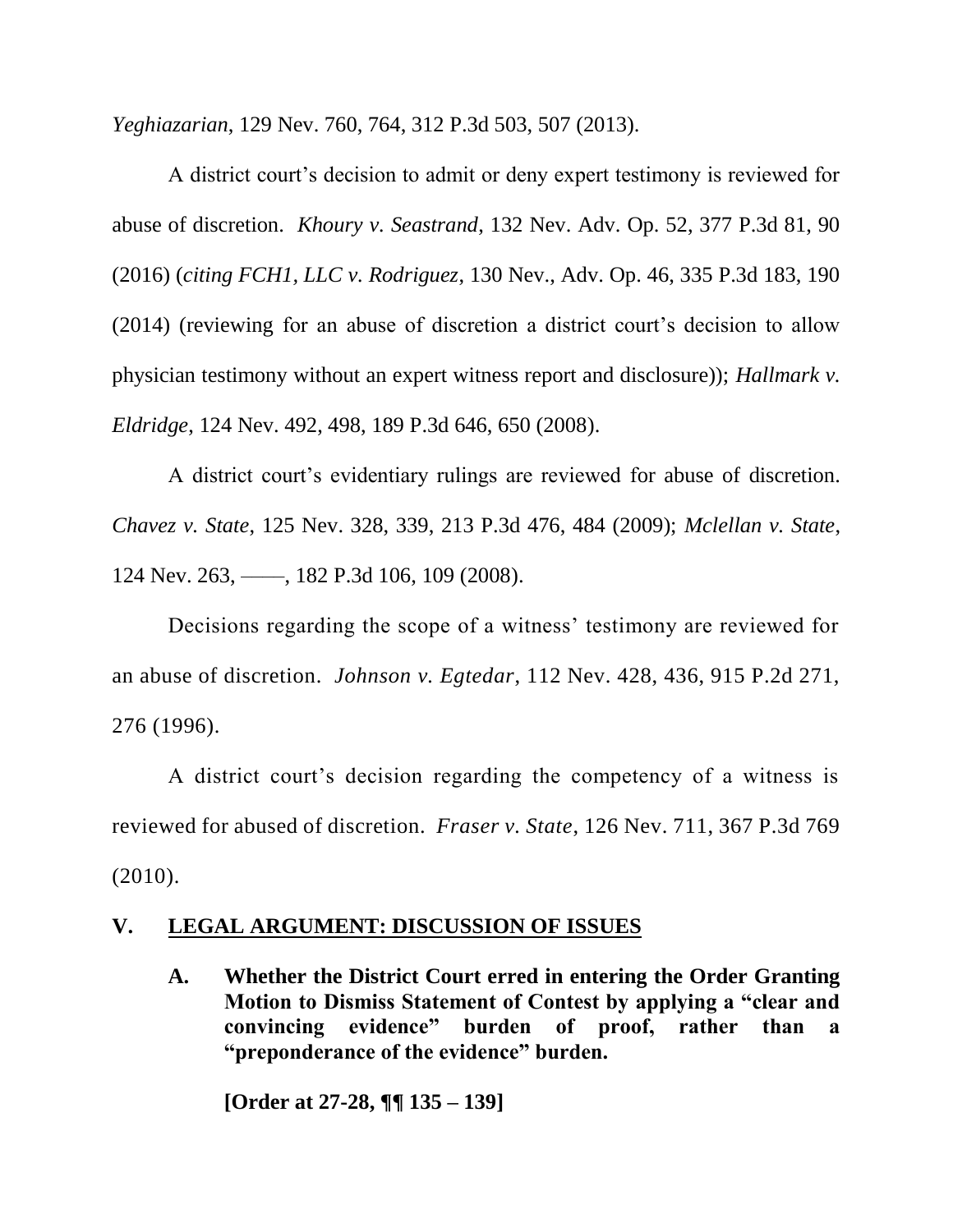*Yeghiazarian*, 129 Nev. 760, 764, 312 P.3d 503, 507 (2013).

A district court's decision to admit or deny expert testimony is reviewed for abuse of discretion. *Khoury v. Seastrand*, 132 Nev. Adv. Op. 52, 377 P.3d 81, 90 (2016) (*citing FCH1, LLC v. Rodriguez*, 130 Nev., Adv. Op. 46, 335 P.3d 183, 190 (2014) (reviewing for an abuse of discretion a district court's decision to allow physician testimony without an expert witness report and disclosure)); *Hallmark v. Eldridge*, 124 Nev. 492, 498, 189 P.3d 646, 650 (2008).

A district court's evidentiary rulings are reviewed for abuse of discretion. *Chavez v. State*, 125 Nev. 328, 339, 213 P.3d 476, 484 (2009); *Mclellan v. State*, 124 Nev. 263, ——, 182 P.3d 106, 109 (2008).

Decisions regarding the scope of a witness' testimony are reviewed for an abuse of discretion. *Johnson v. Egtedar*, 112 Nev. 428, 436, 915 P.2d 271, 276 (1996).

A district court's decision regarding the competency of a witness is reviewed for abused of discretion. *Fraser v. State*, 126 Nev. 711, 367 P.3d 769 (2010).

## V. <u>LEGAL ARGUMENT: DISCUSSION OF ISSUES</u>

### A. Whether the District Court erred in entering the Order Granting Motion to Dismiss Statement of Contest by applying a "clear and convincing evidence" burden of proof, rather than a "preponderance of the evidence" burden.

**[Order at 27-28, ¶¶ 135 – 139]**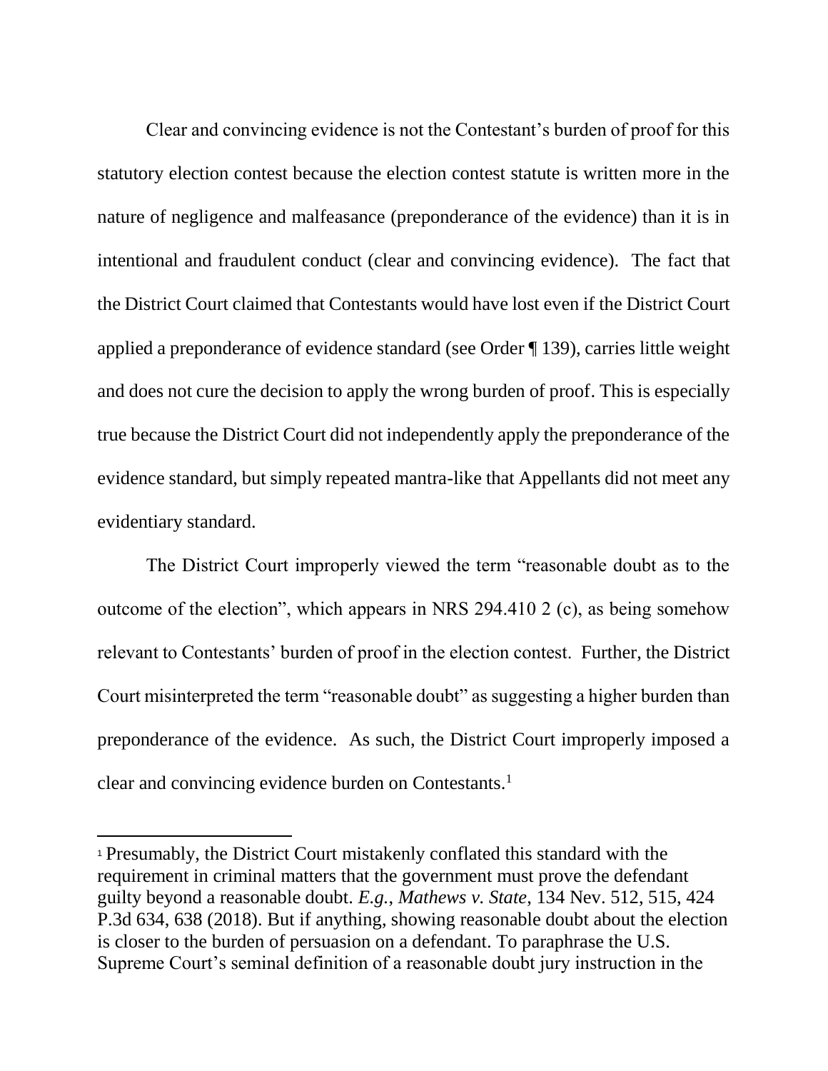Clear and convincing evidence is not the Contestant's burden of proof for this statutory election contest because the election contest statute is written more in the nature of negligence and malfeasance (preponderance of the evidence) than it is in intentional and fraudulent conduct (clear and convincing evidence). The fact that the District Court claimed that Contestants would have lost even if the District Court applied a preponderance of evidence standard (see Order ¶ 139), carries little weight and does not cure the decision to apply the wrong burden of proof. This is especially true because the District Court did not independently apply the preponderance of the evidence standard, but simply repeated mantra-like that Appellants did not meet any evidentiary standard.

The District Court improperly viewed the term "reasonable doubt as to the outcome of the election", which appears in NRS 294.410 2 (c), as being somehow relevant to Contestants' burden of proof in the election contest. Further, the District Court misinterpreted the term "reasonable doubt" as suggesting a higher burden than preponderance of the evidence. As such, the District Court improperly imposed a clear and convincing evidence burden on Contestants.[1]

---

[1] Presumably, the District Court mistakenly conflated this standard with the requirement in criminal matters that the government must prove the defendant guilty beyond a reasonable doubt. *E.g., Mathews v. State,* 134 Nev. 512, 515, 424 P.3d 634, 638 (2018). But if anything, showing reasonable doubt about the election is closer to the burden of persuasion on a defendant. To paraphrase the U.S. Supreme Court's seminal definition of a reasonable doubt jury instruction in the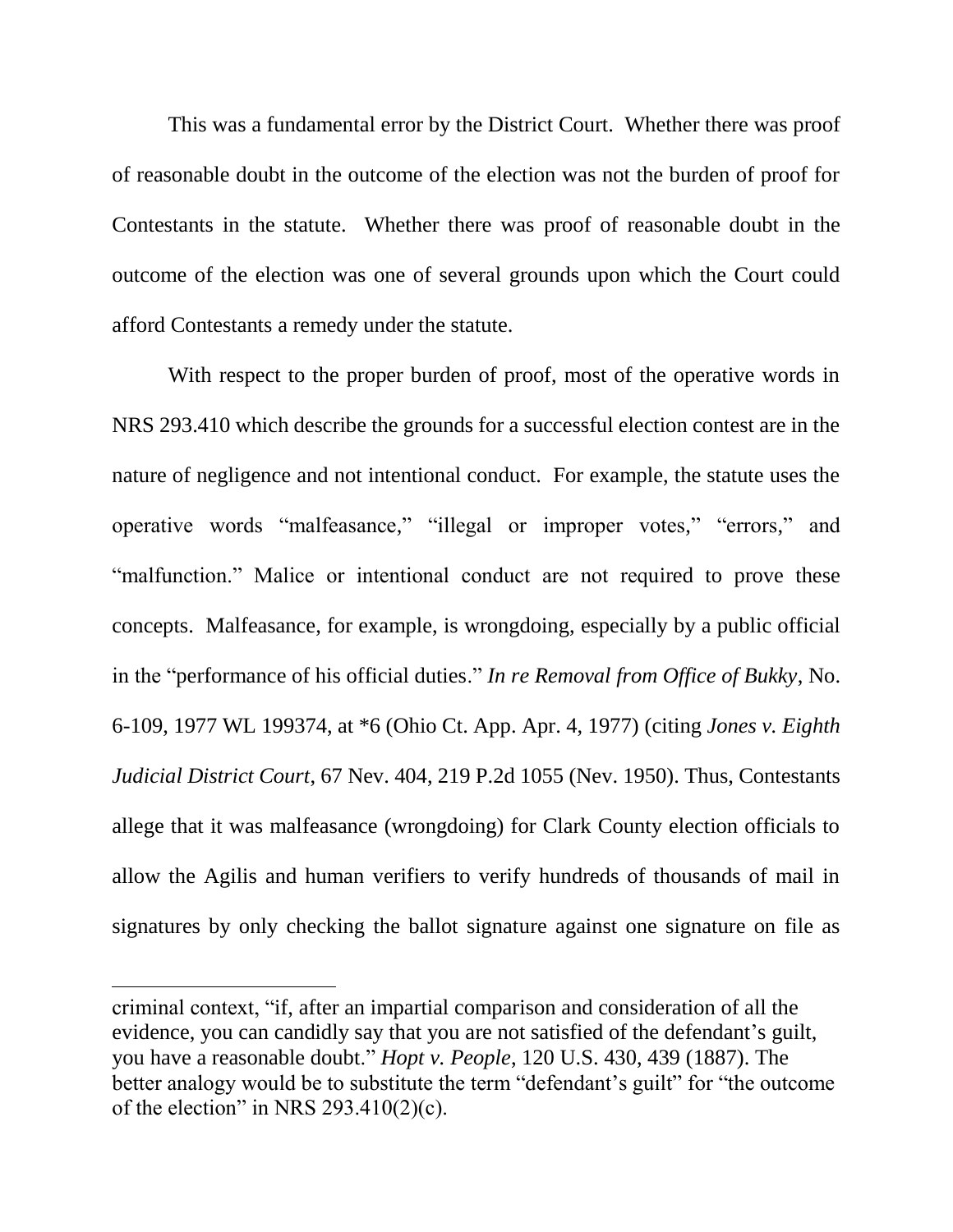This was a fundamental error by the District Court. Whether there was proof of reasonable doubt in the outcome of the election was not the burden of proof for Contestants in the statute. Whether there was proof of reasonable doubt in the outcome of the election was one of several grounds upon which the Court could afford Contestants a remedy under the statute.

With respect to the proper burden of proof, most of the operative words in NRS 293.410 which describe the grounds for a successful election contest are in the nature of negligence and not intentional conduct. For example, the statute uses the operative words "malfeasance," "illegal or improper votes," "errors," and "malfunction." Malice or intentional conduct are not required to prove these concepts. Malfeasance, for example, is wrongdoing, especially by a public official in the "performance of his official duties." *In re Removal from Office of Bukky*, No. 6-109, 1977 WL 199374, at *6 (Ohio Ct. App. Apr. 4, 1977) (citing *Jones v. Eighth Judicial District Court*, 67 Nev. 404, 219 P.2d 1055 (Nev. 1950). Thus, Contestants allege that it was malfeasance (wrongdoing) for Clark County election officials to allow the Agilis and human verifiers to verify hundreds of thousands of mail in signatures by only checking the ballot signature against one signature on file as

---

criminal context, "if, after an impartial comparison and consideration of all the evidence, you can candidly say that you are not satisfied of the defendant's guilt, you have a reasonable doubt." *Hopt v. People*, 120 U.S. 430, 439 (1887). The better analogy would be to substitute the term "defendant's guilt" for "the outcome of the election" in NRS 293.410(2)(c).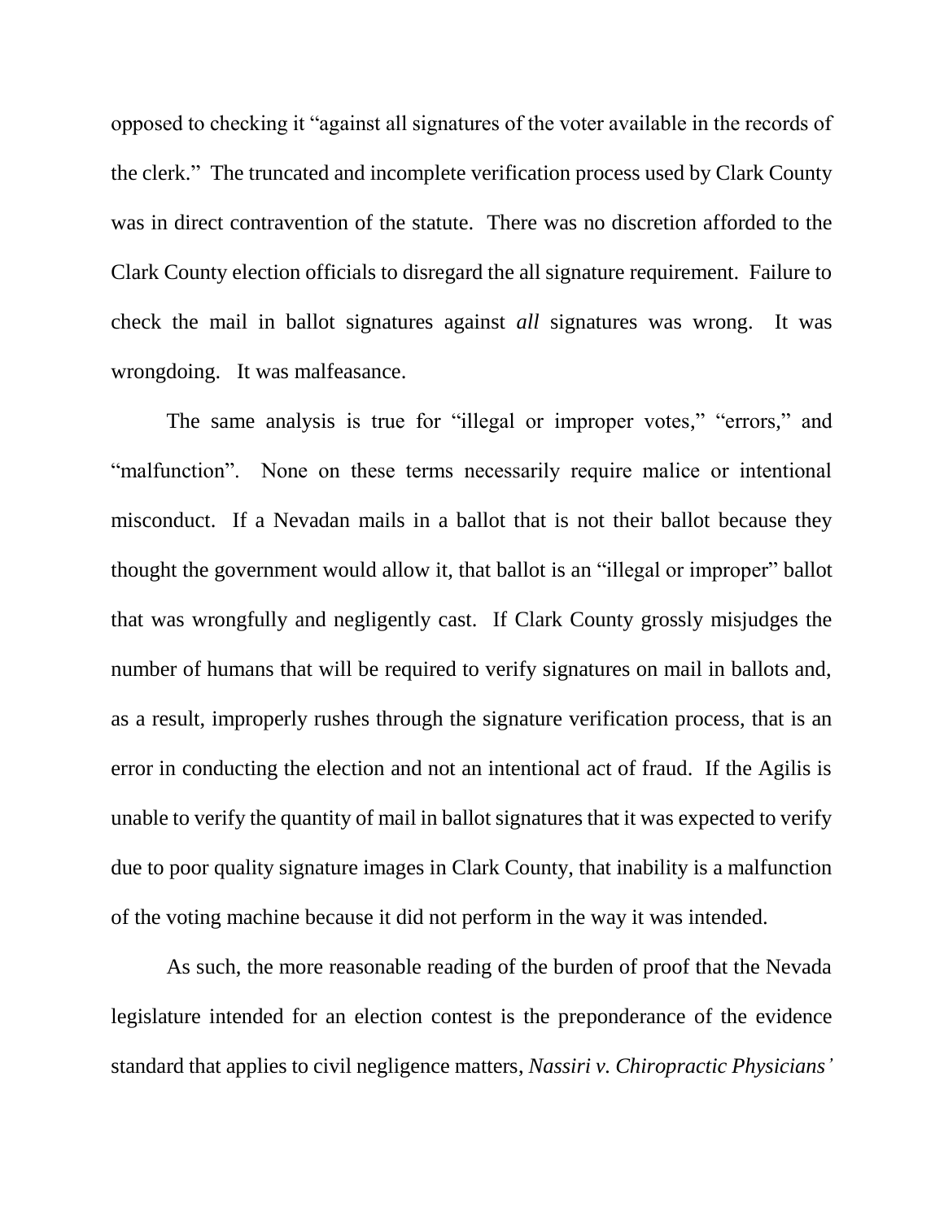opposed to checking it "against all signatures of the voter available in the records of the clerk." The truncated and incomplete verification process used by Clark County was in direct contravention of the statute. There was no discretion afforded to the Clark County election officials to disregard the all signature requirement. Failure to check the mail in ballot signatures against *all* signatures was wrong. It was wrongdoing. It was malfeasance.

The same analysis is true for "illegal or improper votes," "errors," and "malfunction". None on these terms necessarily require malice or intentional misconduct. If a Nevadan mails in a ballot that is not their ballot because they thought the government would allow it, that ballot is an "illegal or improper" ballot that was wrongfully and negligently cast. If Clark County grossly misjudges the number of humans that will be required to verify signatures on mail in ballots and, as a result, improperly rushes through the signature verification process, that is an error in conducting the election and not an intentional act of fraud. If the Agilis is unable to verify the quantity of mail in ballot signatures that it was expected to verify due to poor quality signature images in Clark County, that inability is a malfunction of the voting machine because it did not perform in the way it was intended.

As such, the more reasonable reading of the burden of proof that the Nevada legislature intended for an election contest is the preponderance of the evidence standard that applies to civil negligence matters, *Nassiri v. Chiropractic Physicians'*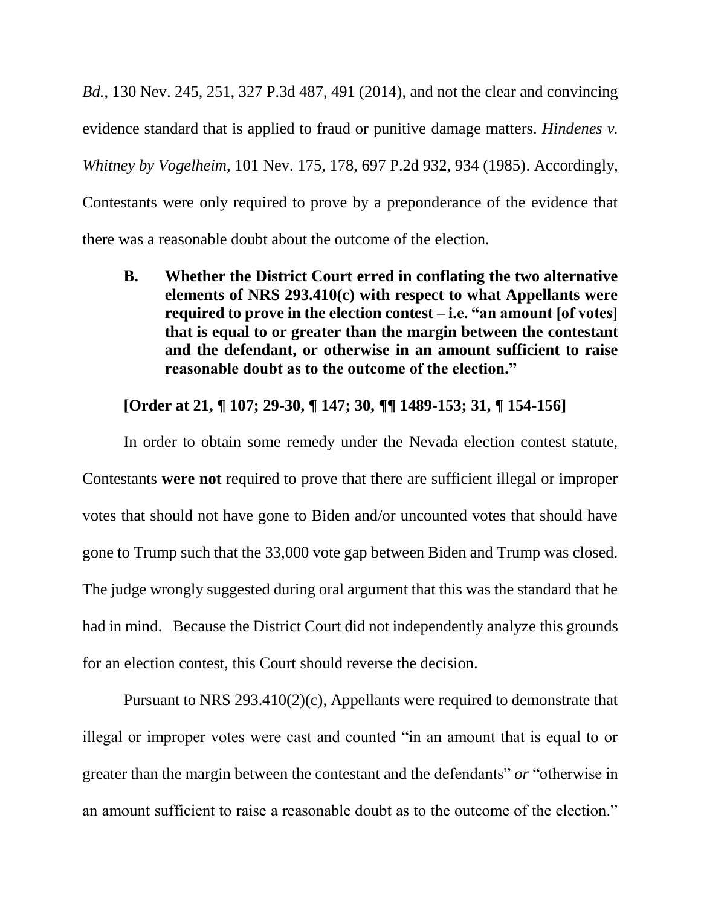*Bd.*, 130 Nev. 245, 251, 327 P.3d 487, 491 (2014), and not the clear and convincing evidence standard that is applied to fraud or punitive damage matters. *Hindenes v. Whitney by Vogelheim*, 101 Nev. 175, 178, 697 P.2d 932, 934 (1985). Accordingly, Contestants were only required to prove by a preponderance of the evidence that there was a reasonable doubt about the outcome of the election.

**B. Whether the District Court erred in conflating the two alternative elements of NRS 293.410(c) with respect to what Appellants were required to prove in the election contest – i.e. "an amount [of votes] that is equal to or greater than the margin between the contestant and the defendant, or otherwise in an amount sufficient to raise reasonable doubt as to the outcome of the election."**

**[Order at 21, ¶ 107; 29-30, ¶ 147; 30, ¶¶ 1489-153; 31, ¶ 154-156]**

In order to obtain some remedy under the Nevada election contest statute, Contestants **were not** required to prove that there are sufficient illegal or improper votes that should not have gone to Biden and/or uncounted votes that should have gone to Trump such that the 33,000 vote gap between Biden and Trump was closed. The judge wrongly suggested during oral argument that this was the standard that he had in mind. Because the District Court did not independently analyze this grounds for an election contest, this Court should reverse the decision.

Pursuant to NRS 293.410(2)(c), Appellants were required to demonstrate that illegal or improper votes were cast and counted "in an amount that is equal to or greater than the margin between the contestant and the defendants" *or* "otherwise in an amount sufficient to raise a reasonable doubt as to the outcome of the election."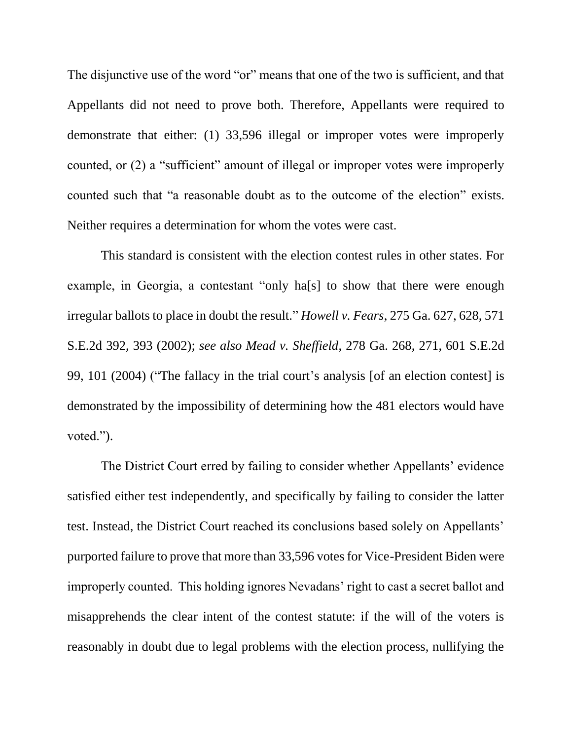The disjunctive use of the word "or" means that one of the two is sufficient, and that Appellants did not need to prove both. Therefore, Appellants were required to demonstrate that either: (1) 33,596 illegal or improper votes were improperly counted, or (2) a "sufficient" amount of illegal or improper votes were improperly counted such that "a reasonable doubt as to the outcome of the election" exists. Neither requires a determination for whom the votes were cast.

This standard is consistent with the election contest rules in other states. For example, in Georgia, a contestant "only ha[s] to show that there were enough irregular ballots to place in doubt the result." *Howell v. Fears*, 275 Ga. 627, 628, 571 S.E.2d 392, 393 (2002); *see also Mead v. Sheffield*, 278 Ga. 268, 271, 601 S.E.2d 99, 101 (2004) ("The fallacy in the trial court's analysis [of an election contest] is demonstrated by the impossibility of determining how the 481 electors would have voted.").

The District Court erred by failing to consider whether Appellants' evidence satisfied either test independently, and specifically by failing to consider the latter test. Instead, the District Court reached its conclusions based solely on Appellants' purported failure to prove that more than 33,596 votes for Vice-President Biden were improperly counted. This holding ignores Nevadans' right to cast a secret ballot and misapprehends the clear intent of the contest statute: if the will of the voters is reasonably in doubt due to legal problems with the election process, nullifying the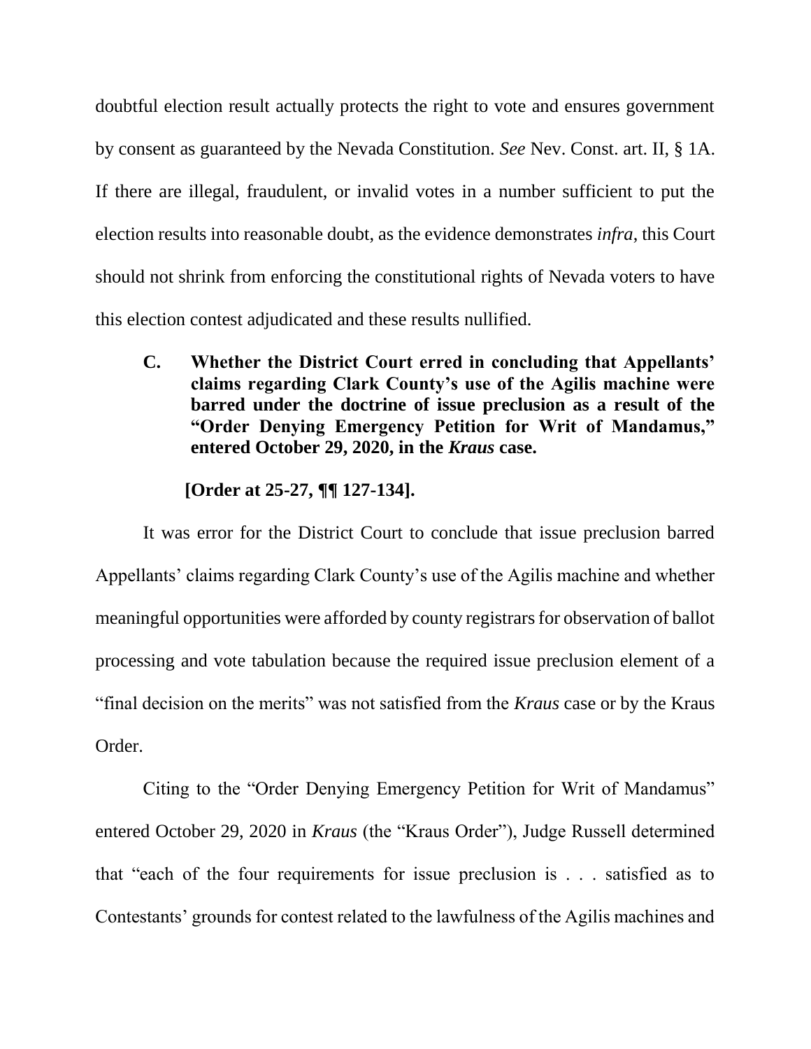doubtful election result actually protects the right to vote and ensures government by consent as guaranteed by the Nevada Constitution. *See* Nev. Const. art. II, § 1A. If there are illegal, fraudulent, or invalid votes in a number sufficient to put the election results into reasonable doubt, as the evidence demonstrates *infra*, this Court should not shrink from enforcing the constitutional rights of Nevada voters to have this election contest adjudicated and these results nullified.

**C. Whether the District Court erred in concluding that Appellants' claims regarding Clark County's use of the Agilis machine were barred under the doctrine of issue preclusion as a result of the "Order Denying Emergency Petition for Writ of Mandamus," entered October 29, 2020, in the *Kraus* case.**

**[Order at 25-27, ¶¶ 127-134].**

It was error for the District Court to conclude that issue preclusion barred Appellants' claims regarding Clark County's use of the Agilis machine and whether meaningful opportunities were afforded by county registrars for observation of ballot processing and vote tabulation because the required issue preclusion element of a "final decision on the merits" was not satisfied from the *Kraus* case or by the Kraus Order.

Citing to the "Order Denying Emergency Petition for Writ of Mandamus" entered October 29, 2020 in *Kraus* (the "Kraus Order"), Judge Russell determined that "each of the four requirements for issue preclusion is . . . satisfied as to Contestants' grounds for contest related to the lawfulness of the Agilis machines and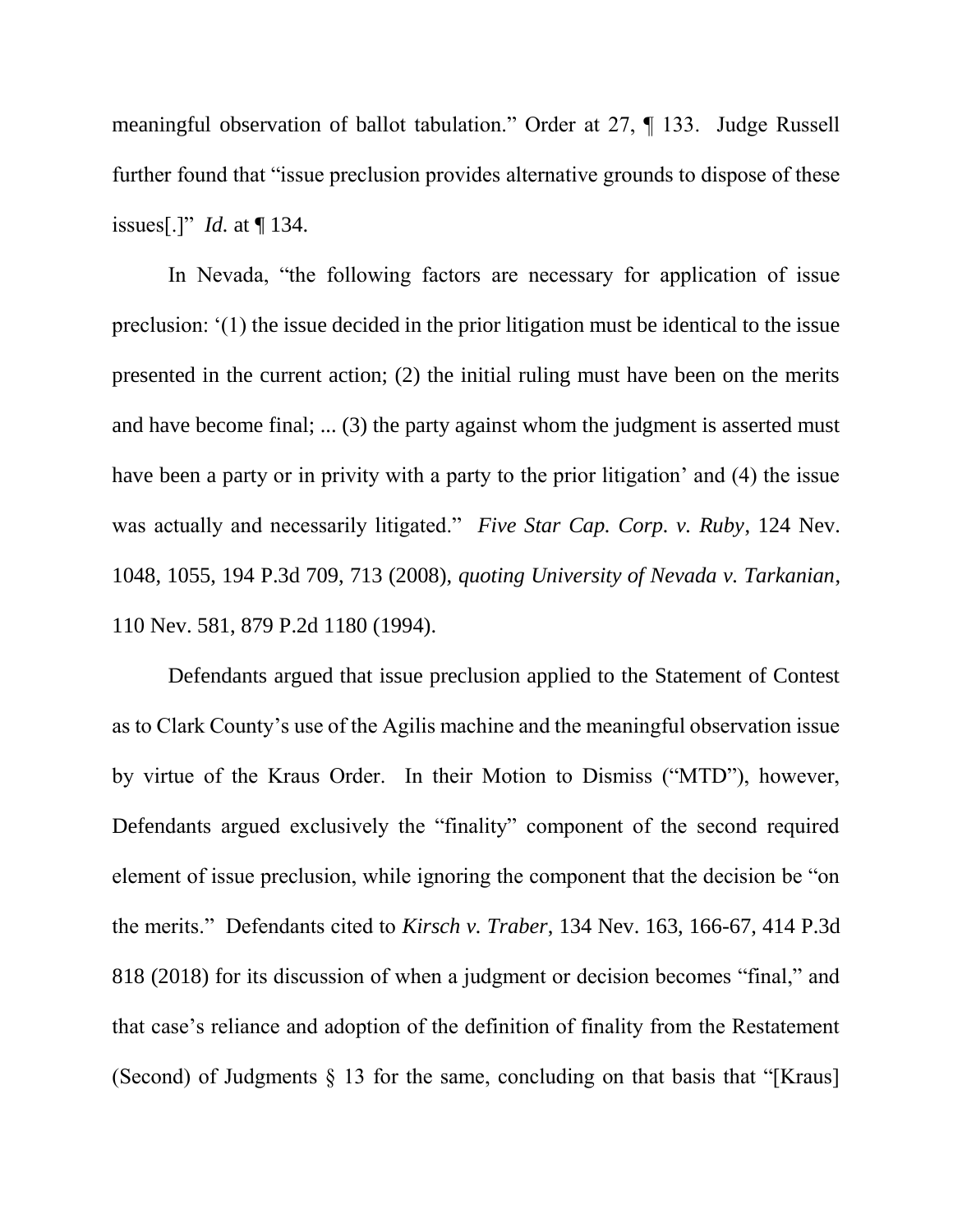meaningful observation of ballot tabulation." Order at 27, ¶ 133. Judge Russell further found that "issue preclusion provides alternative grounds to dispose of these issues[.]" *Id.* at ¶ 134.

In Nevada, "the following factors are necessary for application of issue preclusion: '(1) the issue decided in the prior litigation must be identical to the issue presented in the current action; (2) the initial ruling must have been on the merits and have become final; ... (3) the party against whom the judgment is asserted must have been a party or in privity with a party to the prior litigation' and (4) the issue was actually and necessarily litigated." *Five Star Cap. Corp. v. Ruby*, 124 Nev. 1048, 1055, 194 P.3d 709, 713 (2008), *quoting University of Nevada v. Tarkanian*, 110 Nev. 581, 879 P.2d 1180 (1994).

Defendants argued that issue preclusion applied to the Statement of Contest as to Clark County's use of the Agilis machine and the meaningful observation issue by virtue of the Kraus Order. In their Motion to Dismiss ("MTD"), however, Defendants argued exclusively the "finality" component of the second required element of issue preclusion, while ignoring the component that the decision be "on the merits." Defendants cited to *Kirsch v. Traber*, 134 Nev. 163, 166-67, 414 P.3d 818 (2018) for its discussion of when a judgment or decision becomes "final," and that case's reliance and adoption of the definition of finality from the Restatement (Second) of Judgments § 13 for the same, concluding on that basis that "[Kraus]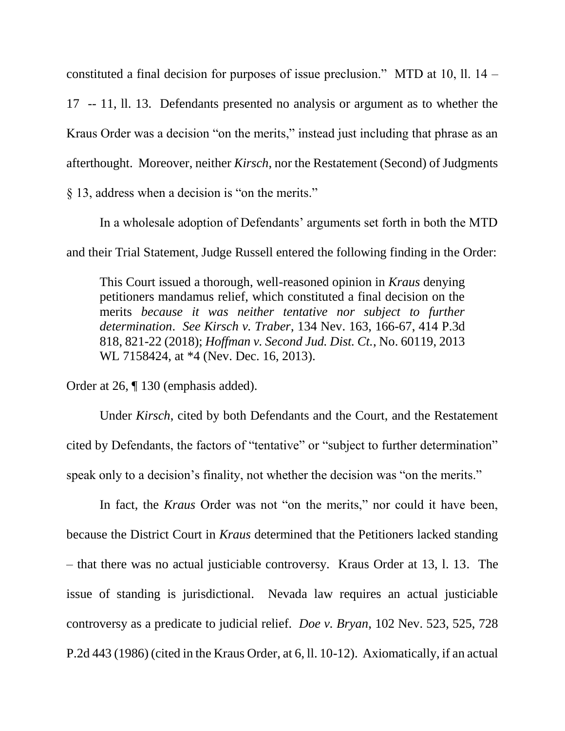constituted a final decision for purposes of issue preclusion." MTD at 10, ll. 14 – 17 -- 11, ll. 13. Defendants presented no analysis or argument as to whether the Kraus Order was a decision "on the merits," instead just including that phrase as an afterthought. Moreover, neither *Kirsch*, nor the Restatement (Second) of Judgments § 13, address when a decision is "on the merits."

In a wholesale adoption of Defendants' arguments set forth in both the MTD and their Trial Statement, Judge Russell entered the following finding in the Order:

> This Court issued a thorough, well-reasoned opinion in *Kraus* denying petitioners mandamus relief, which constituted a final decision on the merits *because it was neither tentative nor subject to further determination*. *See Kirsch v. Traber*, 134 Nev. 163, 166-67, 414 P.3d 818, 821-22 (2018); *Hoffman v. Second Jud. Dist. Ct.*, No. 60119, 2013 WL 7158424, at *4 (Nev. Dec. 16, 2013).

Order at 26, ¶ 130 (emphasis added).

Under *Kirsch*, cited by both Defendants and the Court, and the Restatement cited by Defendants, the factors of "tentative" or "subject to further determination" speak only to a decision's finality, not whether the decision was "on the merits."

In fact, the *Kraus* Order was not "on the merits," nor could it have been, because the District Court in *Kraus* determined that the Petitioners lacked standing – that there was no actual justiciable controversy. Kraus Order at 13, l. 13. The issue of standing is jurisdictional. Nevada law requires an actual justiciable controversy as a predicate to judicial relief. *Doe v. Bryan*, 102 Nev. 523, 525, 728 P.2d 443 (1986) (cited in the Kraus Order, at 6, ll. 10-12). Axiomatically, if an actual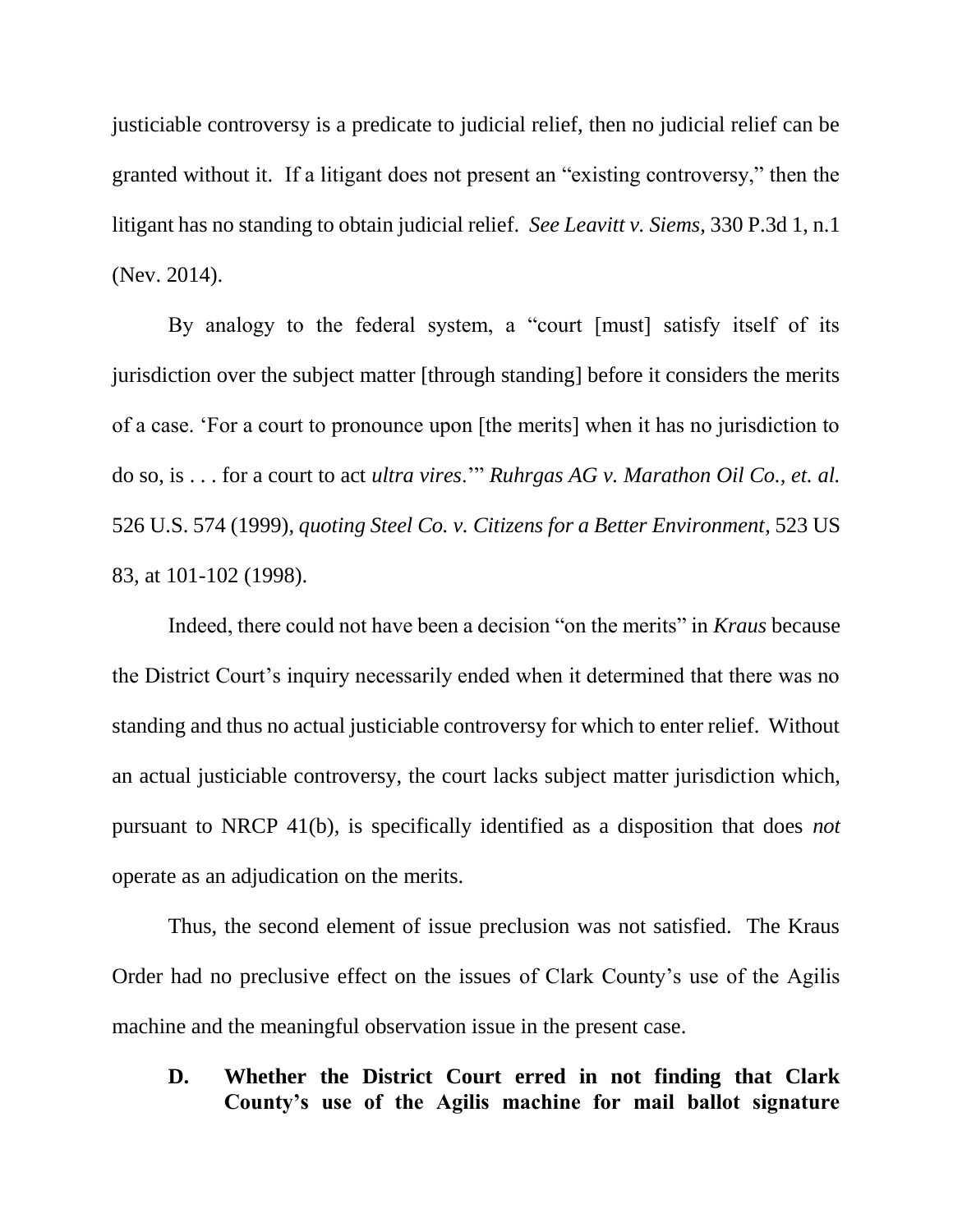justiciable controversy is a predicate to judicial relief, then no judicial relief can be granted without it. If a litigant does not present an "existing controversy," then the litigant has no standing to obtain judicial relief. *See Leavitt v. Siems*, 330 P.3d 1, n.1 (Nev. 2014).

By analogy to the federal system, a "court [must] satisfy itself of its jurisdiction over the subject matter [through standing] before it considers the merits of a case. 'For a court to pronounce upon [the merits] when it has no jurisdiction to do so, is . . . for a court to act *ultra vires*.'" *Ruhrgas AG v. Marathon Oil Co., et. al.* 526 U.S. 574 (1999), *quoting Steel Co. v. Citizens for a Better Environment*, 523 US 83, at 101-102 (1998).

Indeed, there could not have been a decision "on the merits" in *Kraus* because the District Court's inquiry necessarily ended when it determined that there was no standing and thus no actual justiciable controversy for which to enter relief. Without an actual justiciable controversy, the court lacks subject matter jurisdiction which, pursuant to NRCP 41(b), is specifically identified as a disposition that does *not* operate as an adjudication on the merits.

Thus, the second element of issue preclusion was not satisfied. The Kraus Order had no preclusive effect on the issues of Clark County's use of the Agilis machine and the meaningful observation issue in the present case.

### D. Whether the District Court erred in not finding that Clark County's use of the Agilis machine for mail ballot signature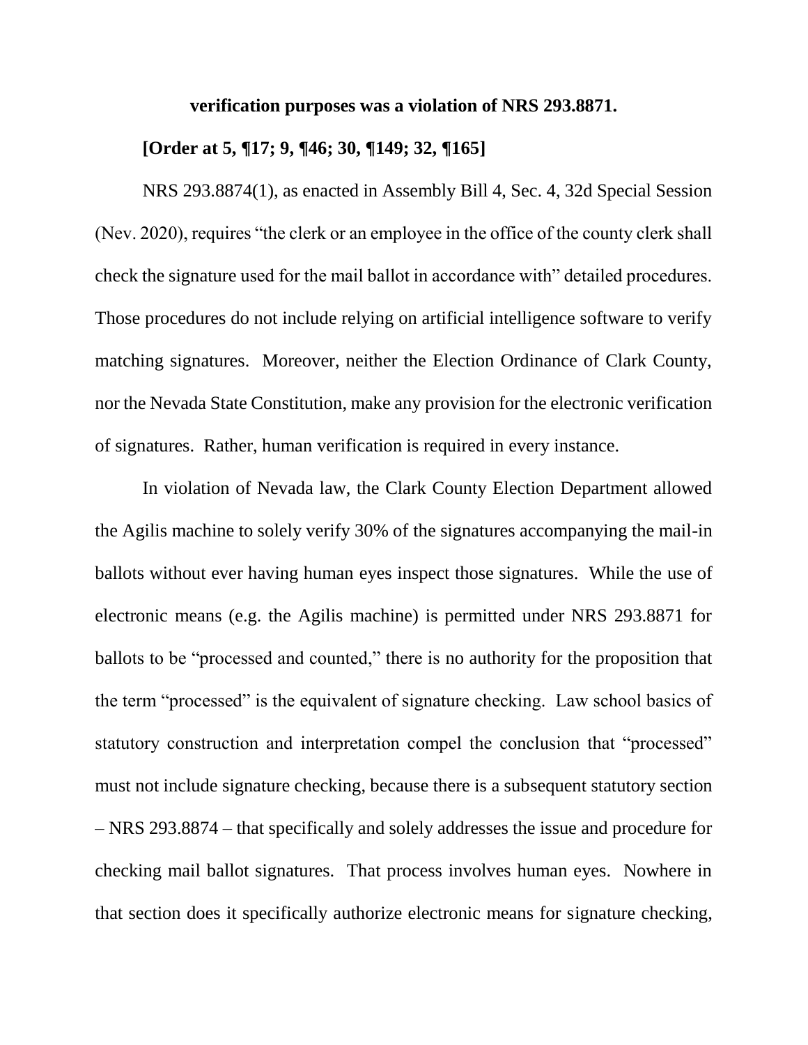**verification purposes was a violation of NRS 293.8871.**

**[Order at 5, ¶17; 9, ¶46; 30, ¶149; 32, ¶165]**

NRS 293.8874(1), as enacted in Assembly Bill 4, Sec. 4, 32d Special Session (Nev. 2020), requires "the clerk or an employee in the office of the county clerk shall check the signature used for the mail ballot in accordance with" detailed procedures. Those procedures do not include relying on artificial intelligence software to verify matching signatures. Moreover, neither the Election Ordinance of Clark County, nor the Nevada State Constitution, make any provision for the electronic verification of signatures. Rather, human verification is required in every instance.

In violation of Nevada law, the Clark County Election Department allowed the Agilis machine to solely verify 30% of the signatures accompanying the mail-in ballots without ever having human eyes inspect those signatures. While the use of electronic means (e.g. the Agilis machine) is permitted under NRS 293.8871 for ballots to be "processed and counted," there is no authority for the proposition that the term "processed" is the equivalent of signature checking. Law school basics of statutory construction and interpretation compel the conclusion that "processed" must not include signature checking, because there is a subsequent statutory section – NRS 293.8874 – that specifically and solely addresses the issue and procedure for checking mail ballot signatures. That process involves human eyes. Nowhere in that section does it specifically authorize electronic means for signature checking,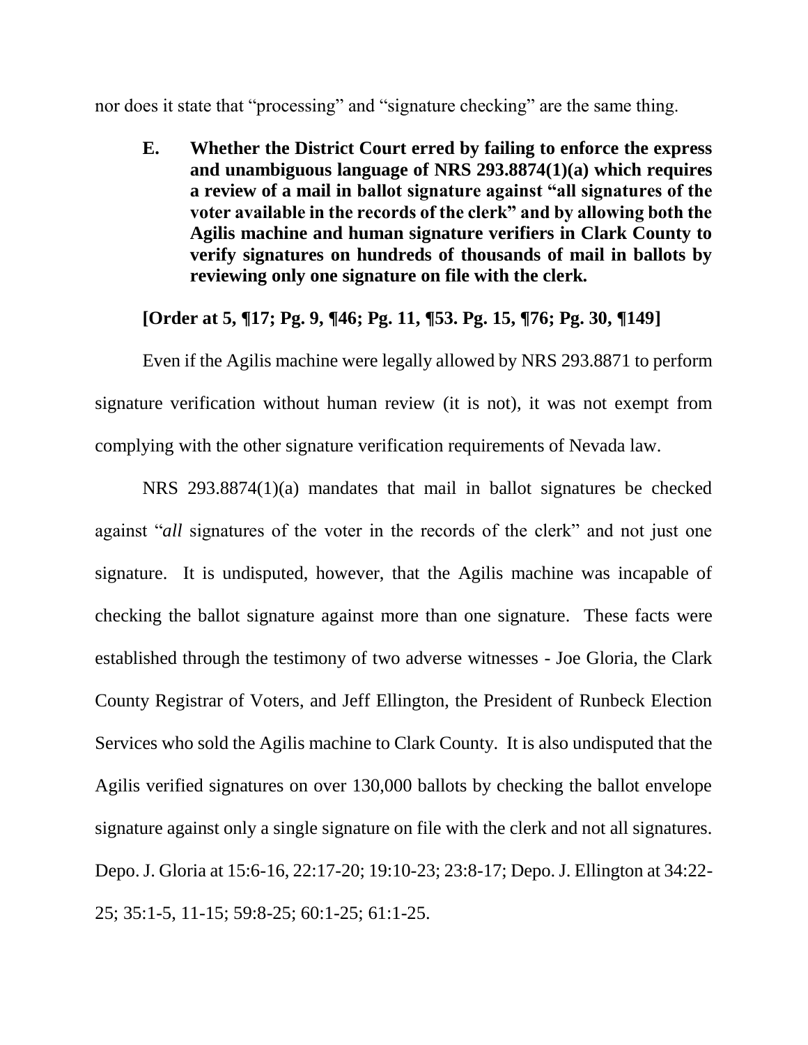nor does it state that "processing" and "signature checking" are the same thing.

**E. Whether the District Court erred by failing to enforce the express and unambiguous language of NRS 293.8874(1)(a) which requires a review of a mail in ballot signature against "all signatures of the voter available in the records of the clerk" and by allowing both the Agilis machine and human signature verifiers in Clark County to verify signatures on hundreds of thousands of mail in ballots by reviewing only one signature on file with the clerk.**

**[Order at 5, ¶17; Pg. 9, ¶46; Pg. 11, ¶53. Pg. 15, ¶76; Pg. 30, ¶149]**

Even if the Agilis machine were legally allowed by NRS 293.8871 to perform signature verification without human review (it is not), it was not exempt from complying with the other signature verification requirements of Nevada law.

NRS 293.8874(1)(a) mandates that mail in ballot signatures be checked against "*all* signatures of the voter in the records of the clerk" and not just one signature. It is undisputed, however, that the Agilis machine was incapable of checking the ballot signature against more than one signature. These facts were established through the testimony of two adverse witnesses - Joe Gloria, the Clark County Registrar of Voters, and Jeff Ellington, the President of Runbeck Election Services who sold the Agilis machine to Clark County. It is also undisputed that the Agilis verified signatures on over 130,000 ballots by checking the ballot envelope signature against only a single signature on file with the clerk and not all signatures. Depo. J. Gloria at 15:6-16, 22:17-20; 19:10-23; 23:8-17; Depo. J. Ellington at 34:22-25; 35:1-5, 11-15; 59:8-25; 60:1-25; 61:1-25.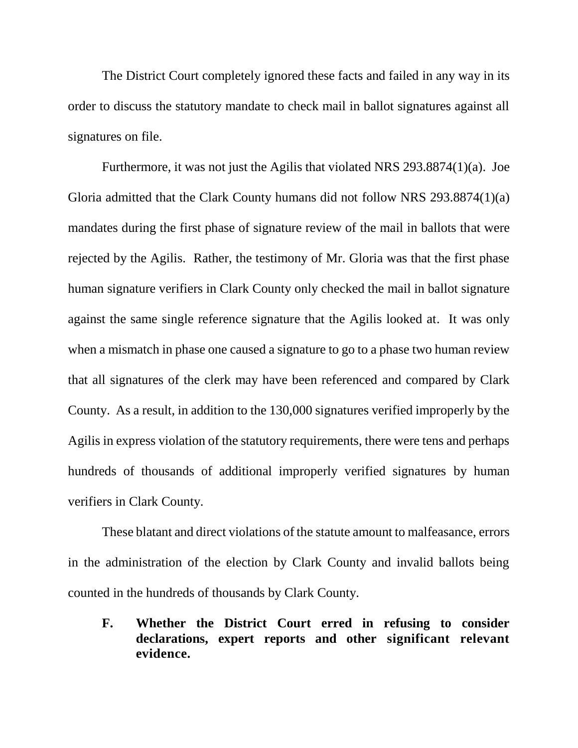The District Court completely ignored these facts and failed in any way in its order to discuss the statutory mandate to check mail in ballot signatures against all signatures on file.

Furthermore, it was not just the Agilis that violated NRS 293.8874(1)(a). Joe Gloria admitted that the Clark County humans did not follow NRS 293.8874(1)(a) mandates during the first phase of signature review of the mail in ballots that were rejected by the Agilis. Rather, the testimony of Mr. Gloria was that the first phase human signature verifiers in Clark County only checked the mail in ballot signature against the same single reference signature that the Agilis looked at. It was only when a mismatch in phase one caused a signature to go to a phase two human review that all signatures of the clerk may have been referenced and compared by Clark County. As a result, in addition to the 130,000 signatures verified improperly by the Agilis in express violation of the statutory requirements, there were tens and perhaps hundreds of thousands of additional improperly verified signatures by human verifiers in Clark County.

These blatant and direct violations of the statute amount to malfeasance, errors in the administration of the election by Clark County and invalid ballots being counted in the hundreds of thousands by Clark County.

### F. Whether the District Court erred in refusing to consider declarations, expert reports and other significant relevant evidence.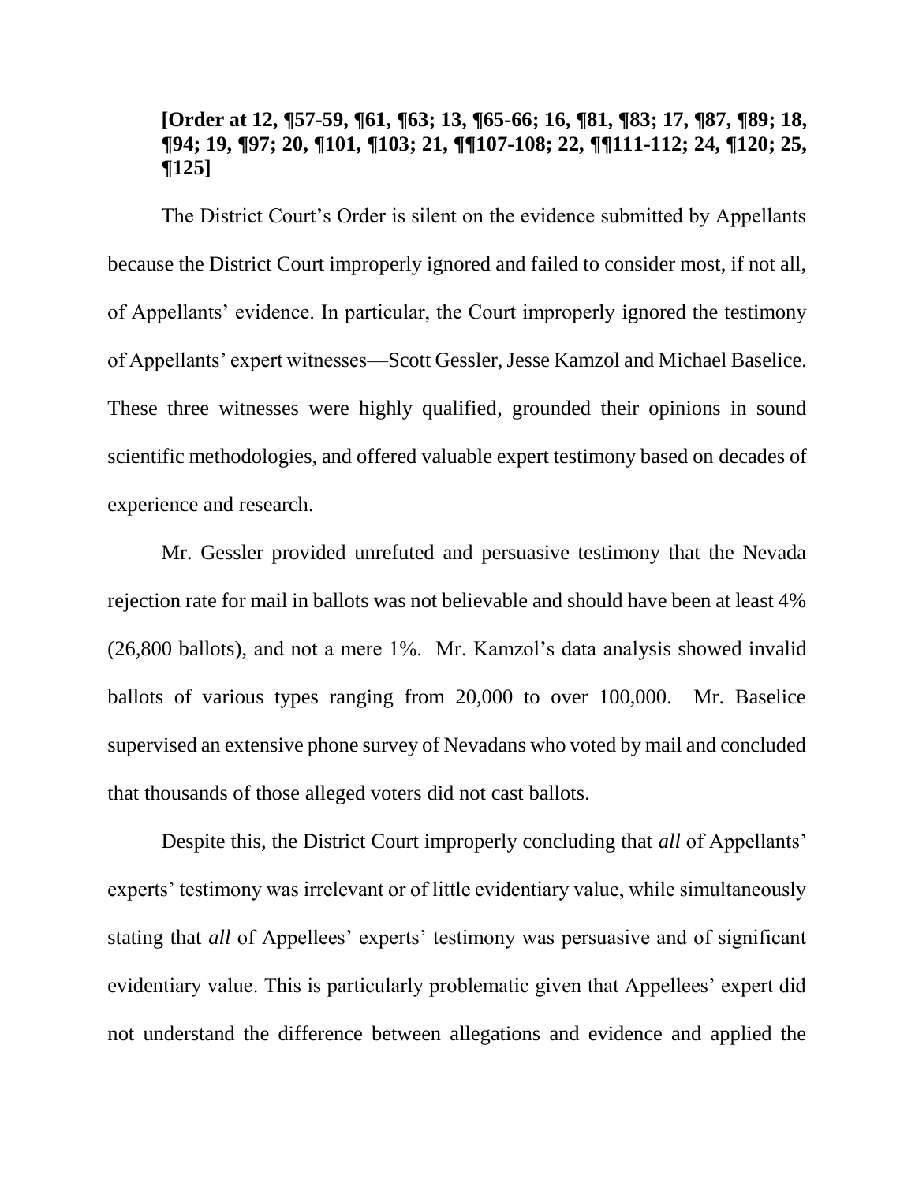**[Order at 12, ¶57-59, ¶61, ¶63; 13, ¶65-66; 16, ¶81, ¶83; 17, ¶87, ¶89; 18, ¶94; 19, ¶97; 20, ¶101, ¶103; 21, ¶¶107-108; 22, ¶¶111-112; 24, ¶120; 25, ¶125]**

The District Court's Order is silent on the evidence submitted by Appellants because the District Court improperly ignored and failed to consider most, if not all, of Appellants' evidence. In particular, the Court improperly ignored the testimony of Appellants' expert witnesses—Scott Gessler, Jesse Kamzol and Michael Baselice. These three witnesses were highly qualified, grounded their opinions in sound scientific methodologies, and offered valuable expert testimony based on decades of experience and research.

Mr. Gessler provided unrefuted and persuasive testimony that the Nevada rejection rate for mail in ballots was not believable and should have been at least 4% (26,800 ballots), and not a mere 1%. Mr. Kamzol's data analysis showed invalid ballots of various types ranging from 20,000 to over 100,000. Mr. Baselice supervised an extensive phone survey of Nevadans who voted by mail and concluded that thousands of those alleged voters did not cast ballots.

Despite this, the District Court improperly concluding that *all* of Appellants' experts' testimony was irrelevant or of little evidentiary value, while simultaneously stating that *all* of Appellees' experts' testimony was persuasive and of significant evidentiary value. This is particularly problematic given that Appellees' expert did not understand the difference between allegations and evidence and applied the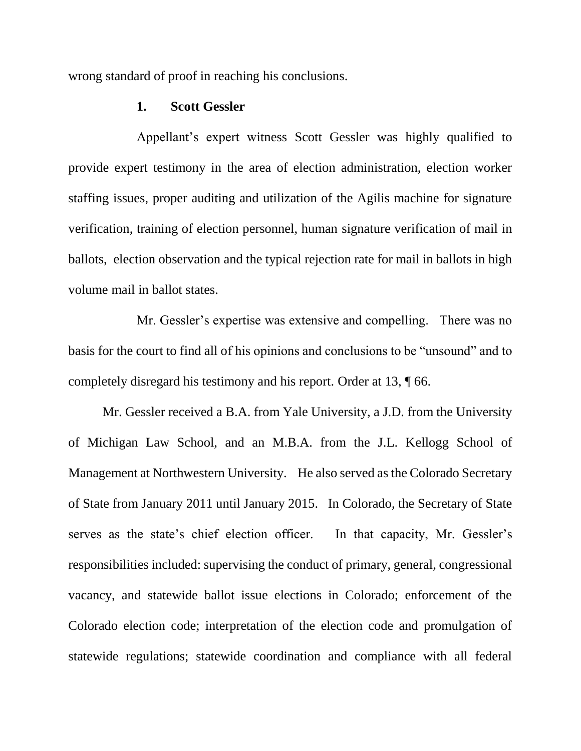wrong standard of proof in reaching his conclusions.

### 1. Scott Gessler

Appellant's expert witness Scott Gessler was highly qualified to provide expert testimony in the area of election administration, election worker staffing issues, proper auditing and utilization of the Agilis machine for signature verification, training of election personnel, human signature verification of mail in ballots, election observation and the typical rejection rate for mail in ballots in high volume mail in ballot states.

Mr. Gessler's expertise was extensive and compelling. There was no basis for the court to find all of his opinions and conclusions to be "unsound" and to completely disregard his testimony and his report. Order at 13, ¶ 66.

Mr. Gessler received a B.A. from Yale University, a J.D. from the University of Michigan Law School, and an M.B.A. from the J.L. Kellogg School of Management at Northwestern University. He also served as the Colorado Secretary of State from January 2011 until January 2015. In Colorado, the Secretary of State serves as the state's chief election officer. In that capacity, Mr. Gessler's responsibilities included: supervising the conduct of primary, general, congressional vacancy, and statewide ballot issue elections in Colorado; enforcement of the Colorado election code; interpretation of the election code and promulgation of statewide regulations; statewide coordination and compliance with all federal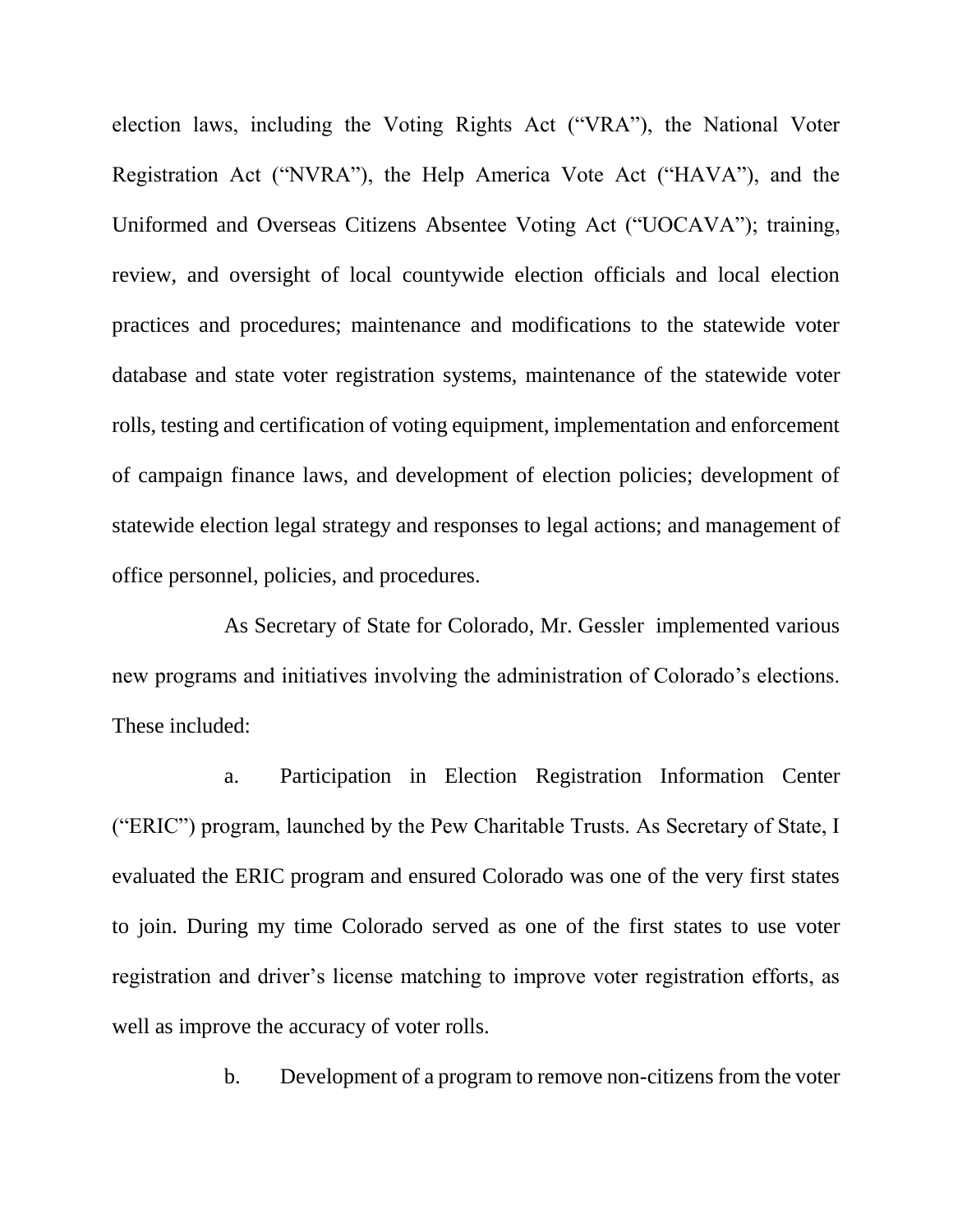election laws, including the Voting Rights Act ("VRA"), the National Voter Registration Act ("NVRA"), the Help America Vote Act ("HAVA"), and the Uniformed and Overseas Citizens Absentee Voting Act ("UOCAVA"); training, review, and oversight of local countywide election officials and local election practices and procedures; maintenance and modifications to the statewide voter database and state voter registration systems, maintenance of the statewide voter rolls, testing and certification of voting equipment, implementation and enforcement of campaign finance laws, and development of election policies; development of statewide election legal strategy and responses to legal actions; and management of office personnel, policies, and procedures.

As Secretary of State for Colorado, Mr. Gessler implemented various new programs and initiatives involving the administration of Colorado's elections. These included:

a. Participation in Election Registration Information Center ("ERIC") program, launched by the Pew Charitable Trusts. As Secretary of State, I evaluated the ERIC program and ensured Colorado was one of the very first states to join. During my time Colorado served as one of the first states to use voter registration and driver's license matching to improve voter registration efforts, as well as improve the accuracy of voter rolls.

b. Development of a program to remove non-citizens from the voter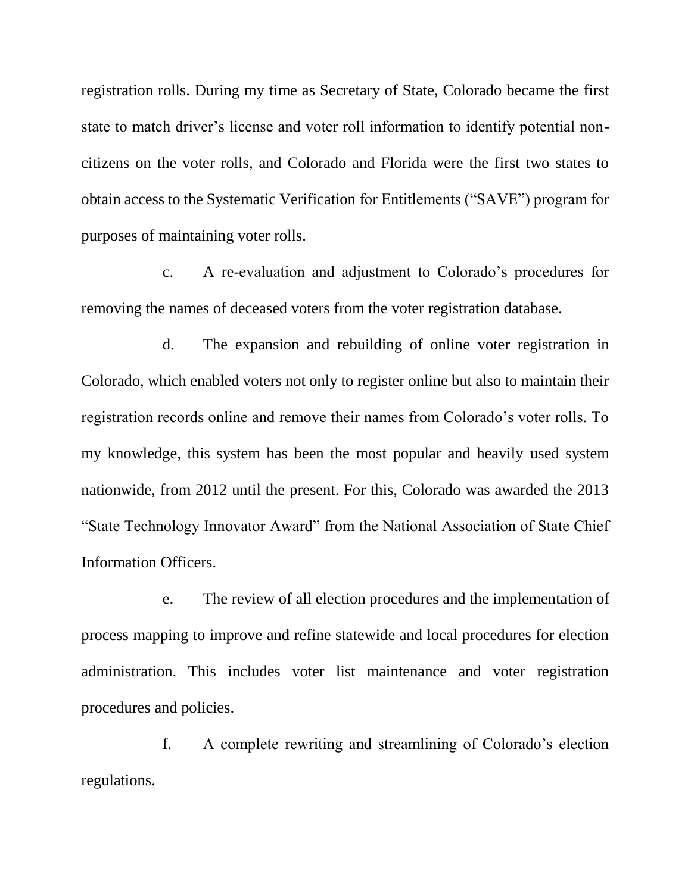registration rolls. During my time as Secretary of State, Colorado became the first state to match driver's license and voter roll information to identify potential non-citizens on the voter rolls, and Colorado and Florida were the first two states to obtain access to the Systematic Verification for Entitlements ("SAVE") program for purposes of maintaining voter rolls.

c. A re-evaluation and adjustment to Colorado's procedures for removing the names of deceased voters from the voter registration database.

d. The expansion and rebuilding of online voter registration in Colorado, which enabled voters not only to register online but also to maintain their registration records online and remove their names from Colorado's voter rolls. To my knowledge, this system has been the most popular and heavily used system nationwide, from 2012 until the present. For this, Colorado was awarded the 2013 "State Technology Innovator Award" from the National Association of State Chief Information Officers.

e. The review of all election procedures and the implementation of process mapping to improve and refine statewide and local procedures for election administration. This includes voter list maintenance and voter registration procedures and policies.

f. A complete rewriting and streamlining of Colorado's election regulations.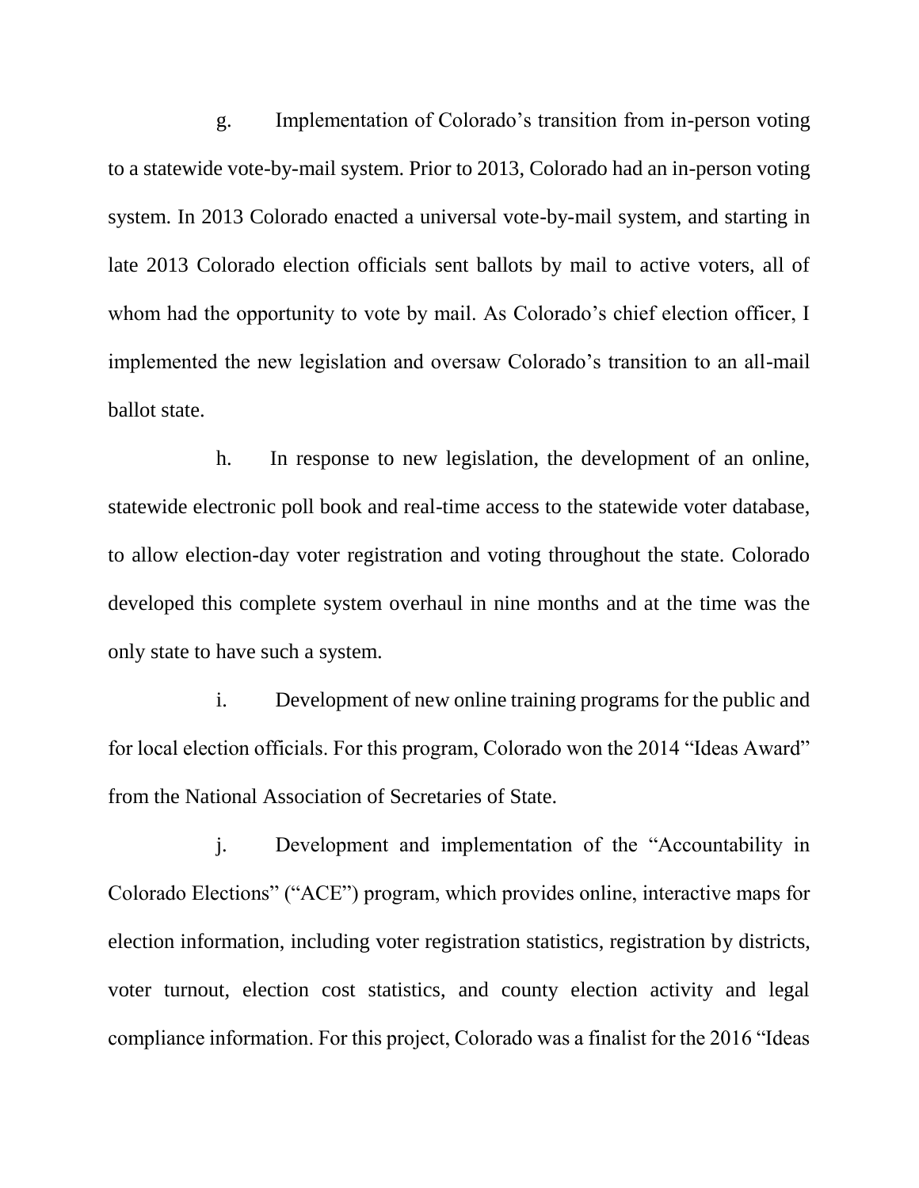g. Implementation of Colorado's transition from in-person voting to a statewide vote-by-mail system. Prior to 2013, Colorado had an in-person voting system. In 2013 Colorado enacted a universal vote-by-mail system, and starting in late 2013 Colorado election officials sent ballots by mail to active voters, all of whom had the opportunity to vote by mail. As Colorado's chief election officer, I implemented the new legislation and oversaw Colorado's transition to an all-mail ballot state.

h. In response to new legislation, the development of an online, statewide electronic poll book and real-time access to the statewide voter database, to allow election-day voter registration and voting throughout the state. Colorado developed this complete system overhaul in nine months and at the time was the only state to have such a system.

i. Development of new online training programs for the public and for local election officials. For this program, Colorado won the 2014 "Ideas Award" from the National Association of Secretaries of State.

j. Development and implementation of the "Accountability in Colorado Elections" ("ACE") program, which provides online, interactive maps for election information, including voter registration statistics, registration by districts, voter turnout, election cost statistics, and county election activity and legal compliance information. For this project, Colorado was a finalist for the 2016 "Ideas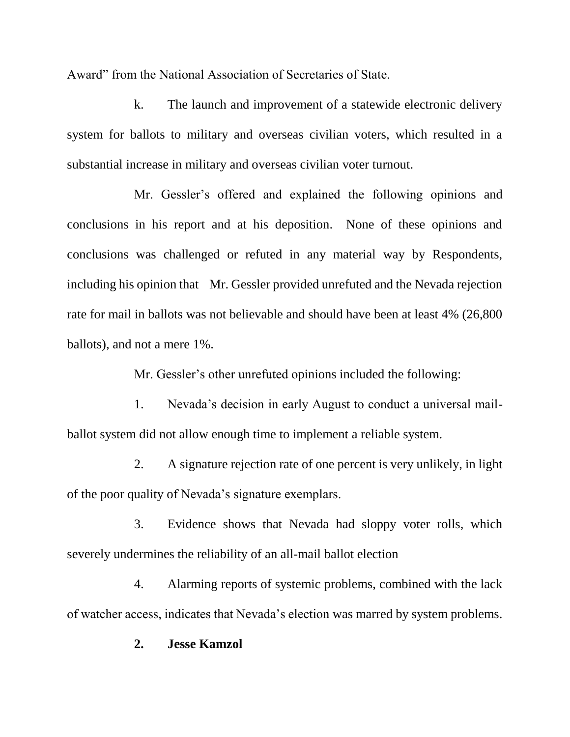Award" from the National Association of Secretaries of State.

k. The launch and improvement of a statewide electronic delivery system for ballots to military and overseas civilian voters, which resulted in a substantial increase in military and overseas civilian voter turnout.

Mr. Gessler's offered and explained the following opinions and conclusions in his report and at his deposition. None of these opinions and conclusions was challenged or refuted in any material way by Respondents, including his opinion that Mr. Gessler provided unrefuted and the Nevada rejection rate for mail in ballots was not believable and should have been at least 4% (26,800 ballots), and not a mere 1%.

Mr. Gessler's other unrefuted opinions included the following:

1. Nevada's decision in early August to conduct a universal mail-ballot system did not allow enough time to implement a reliable system.

2. A signature rejection rate of one percent is very unlikely, in light of the poor quality of Nevada's signature exemplars.

3. Evidence shows that Nevada had sloppy voter rolls, which severely undermines the reliability of an all-mail ballot election

4. Alarming reports of systemic problems, combined with the lack of watcher access, indicates that Nevada's election was marred by system problems.

**2. Jesse Kamzol**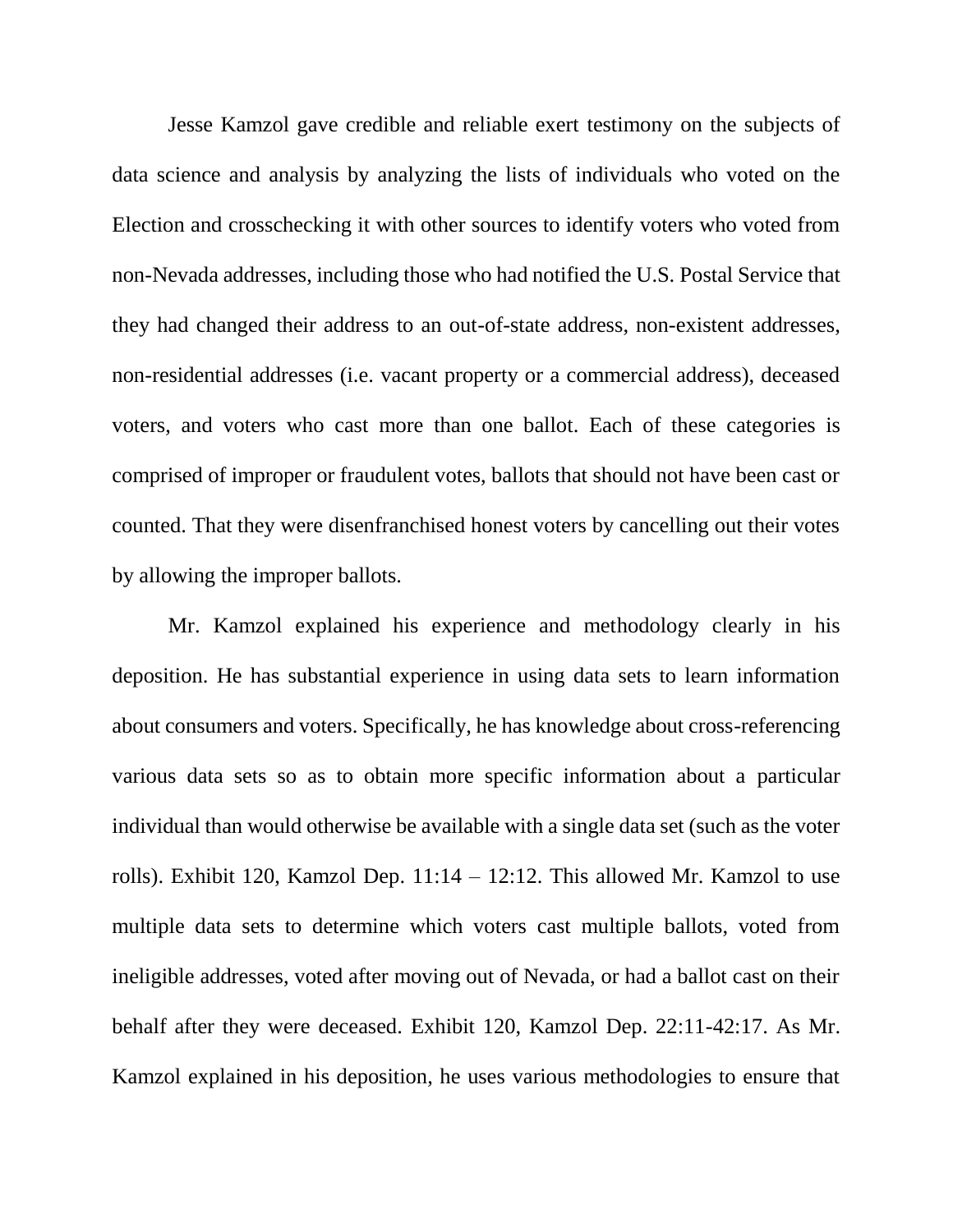Jesse Kamzol gave credible and reliable exert testimony on the subjects of data science and analysis by analyzing the lists of individuals who voted on the Election and crosschecking it with other sources to identify voters who voted from non-Nevada addresses, including those who had notified the U.S. Postal Service that they had changed their address to an out-of-state address, non-existent addresses, non-residential addresses (i.e. vacant property or a commercial address), deceased voters, and voters who cast more than one ballot. Each of these categories is comprised of improper or fraudulent votes, ballots that should not have been cast or counted. That they were disenfranchised honest voters by cancelling out their votes by allowing the improper ballots.

Mr. Kamzol explained his experience and methodology clearly in his deposition. He has substantial experience in using data sets to learn information about consumers and voters. Specifically, he has knowledge about cross-referencing various data sets so as to obtain more specific information about a particular individual than would otherwise be available with a single data set (such as the voter rolls). Exhibit 120, Kamzol Dep. 11:14 – 12:12. This allowed Mr. Kamzol to use multiple data sets to determine which voters cast multiple ballots, voted from ineligible addresses, voted after moving out of Nevada, or had a ballot cast on their behalf after they were deceased. Exhibit 120, Kamzol Dep. 22:11-42:17. As Mr. Kamzol explained in his deposition, he uses various methodologies to ensure that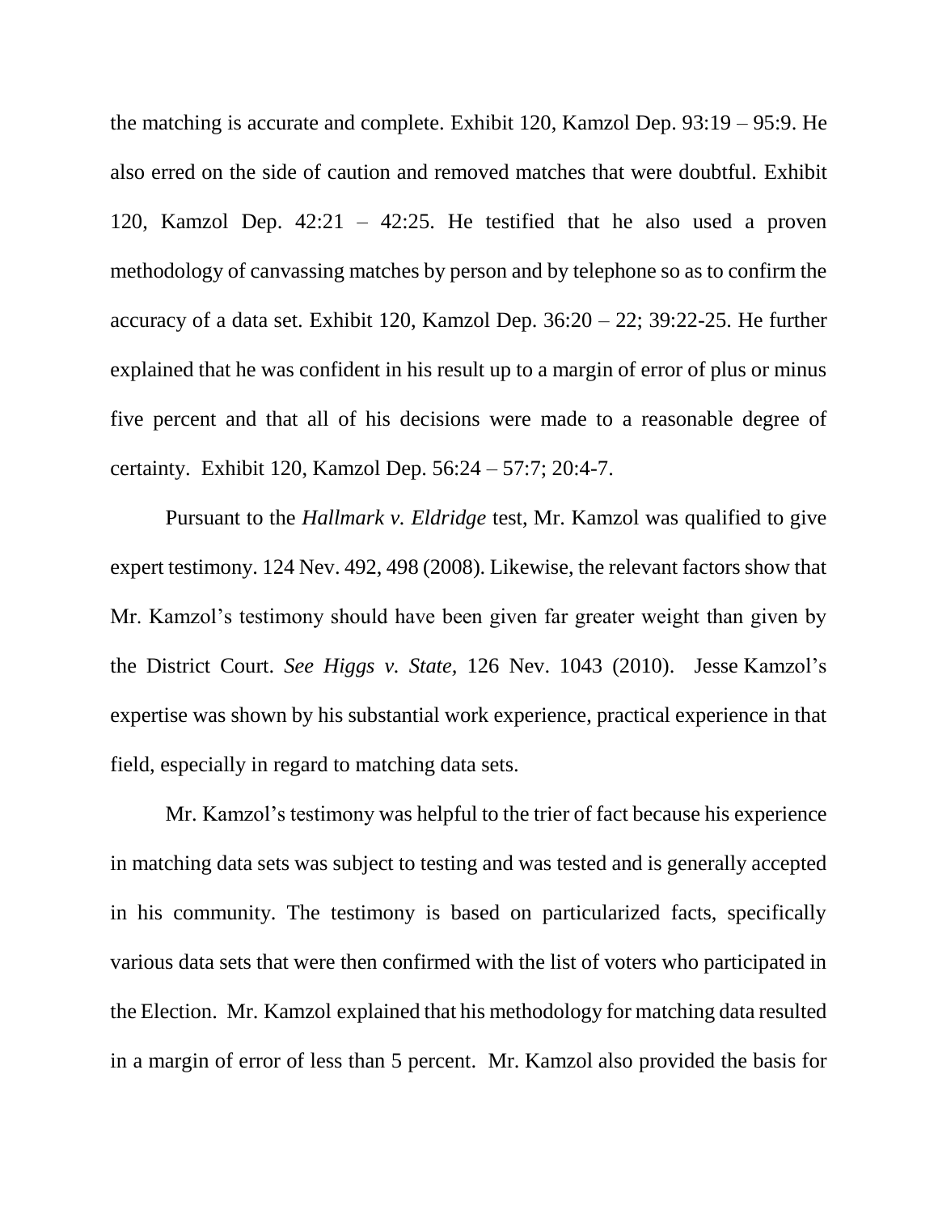the matching is accurate and complete. Exhibit 120, Kamzol Dep. 93:19 – 95:9. He also erred on the side of caution and removed matches that were doubtful. Exhibit 120, Kamzol Dep. 42:21 – 42:25. He testified that he also used a proven methodology of canvassing matches by person and by telephone so as to confirm the accuracy of a data set. Exhibit 120, Kamzol Dep. 36:20 – 22; 39:22-25. He further explained that he was confident in his result up to a margin of error of plus or minus five percent and that all of his decisions were made to a reasonable degree of certainty. Exhibit 120, Kamzol Dep. 56:24 – 57:7; 20:4-7.

Pursuant to the *Hallmark v. Eldridge* test, Mr. Kamzol was qualified to give expert testimony. 124 Nev. 492, 498 (2008). Likewise, the relevant factors show that Mr. Kamzol's testimony should have been given far greater weight than given by the District Court. *See Higgs v. State*, 126 Nev. 1043 (2010). Jesse Kamzol's expertise was shown by his substantial work experience, practical experience in that field, especially in regard to matching data sets.

Mr. Kamzol's testimony was helpful to the trier of fact because his experience in matching data sets was subject to testing and was tested and is generally accepted in his community. The testimony is based on particularized facts, specifically various data sets that were then confirmed with the list of voters who participated in the Election. Mr. Kamzol explained that his methodology for matching data resulted in a margin of error of less than 5 percent. Mr. Kamzol also provided the basis for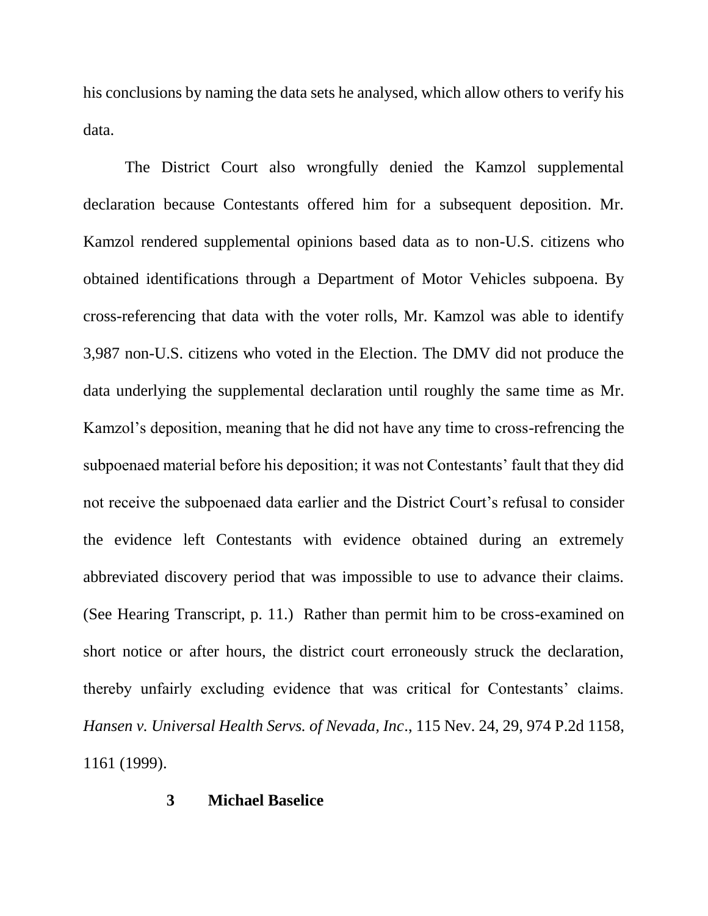his conclusions by naming the data sets he analysed, which allow others to verify his data.

The District Court also wrongfully denied the Kamzol supplemental declaration because Contestants offered him for a subsequent deposition. Mr. Kamzol rendered supplemental opinions based data as to non-U.S. citizens who obtained identifications through a Department of Motor Vehicles subpoena. By cross-referencing that data with the voter rolls, Mr. Kamzol was able to identify 3,987 non-U.S. citizens who voted in the Election. The DMV did not produce the data underlying the supplemental declaration until roughly the same time as Mr. Kamzol's deposition, meaning that he did not have any time to cross-refrencing the subpoenaed material before his deposition; it was not Contestants' fault that they did not receive the subpoenaed data earlier and the District Court's refusal to consider the evidence left Contestants with evidence obtained during an extremely abbreviated discovery period that was impossible to use to advance their claims. (See Hearing Transcript, p. 11.) Rather than permit him to be cross-examined on short notice or after hours, the district court erroneously struck the declaration, thereby unfairly excluding evidence that was critical for Contestants' claims. *Hansen v. Universal Health Servs. of Nevada, Inc*., 115 Nev. 24, 29, 974 P.2d 1158, 1161 (1999).

### 3 Michael Baselice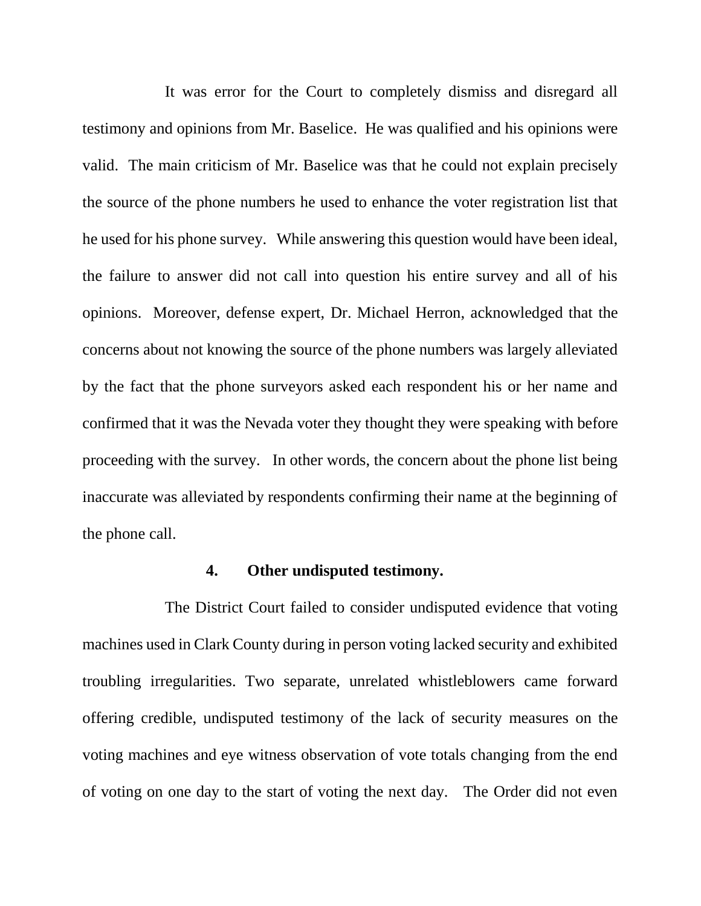It was error for the Court to completely dismiss and disregard all testimony and opinions from Mr. Baselice. He was qualified and his opinions were valid. The main criticism of Mr. Baselice was that he could not explain precisely the source of the phone numbers he used to enhance the voter registration list that he used for his phone survey. While answering this question would have been ideal, the failure to answer did not call into question his entire survey and all of his opinions. Moreover, defense expert, Dr. Michael Herron, acknowledged that the concerns about not knowing the source of the phone numbers was largely alleviated by the fact that the phone surveyors asked each respondent his or her name and confirmed that it was the Nevada voter they thought they were speaking with before proceeding with the survey. In other words, the concern about the phone list being inaccurate was alleviated by respondents confirming their name at the beginning of the phone call.

### 4. Other undisputed testimony.

The District Court failed to consider undisputed evidence that voting machines used in Clark County during in person voting lacked security and exhibited troubling irregularities. Two separate, unrelated whistleblowers came forward offering credible, undisputed testimony of the lack of security measures on the voting machines and eye witness observation of vote totals changing from the end of voting on one day to the start of voting the next day. The Order did not even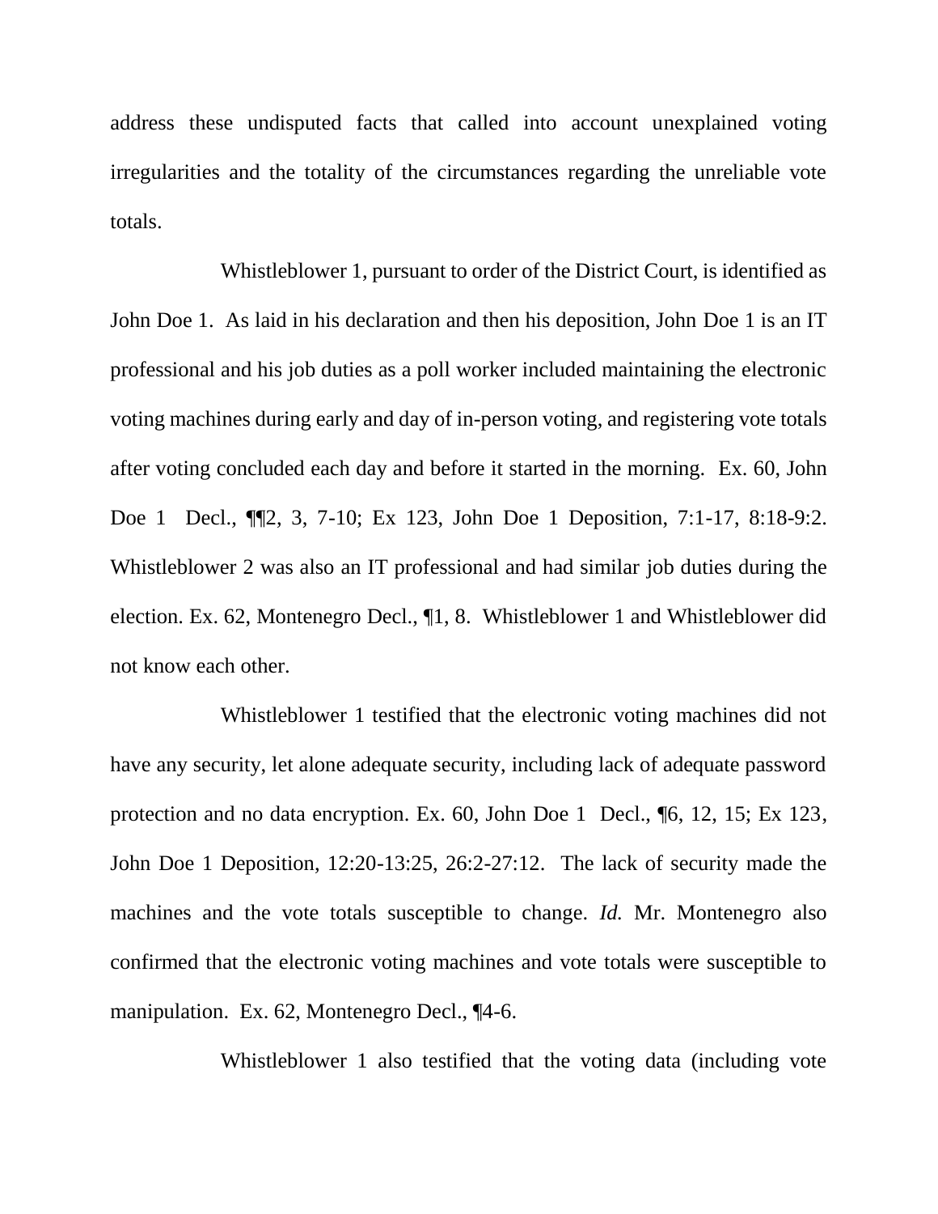address these undisputed facts that called into account unexplained voting irregularities and the totality of the circumstances regarding the unreliable vote totals.

Whistleblower 1, pursuant to order of the District Court, is identified as John Doe 1. As laid in his declaration and then his deposition, John Doe 1 is an IT professional and his job duties as a poll worker included maintaining the electronic voting machines during early and day of in-person voting, and registering vote totals after voting concluded each day and before it started in the morning. Ex. 60, John Doe 1 Decl., ¶¶2, 3, 7-10; Ex 123, John Doe 1 Deposition, 7:1-17, 8:18-9:2. Whistleblower 2 was also an IT professional and had similar job duties during the election. Ex. 62, Montenegro Decl., ¶1, 8. Whistleblower 1 and Whistleblower did not know each other.

Whistleblower 1 testified that the electronic voting machines did not have any security, let alone adequate security, including lack of adequate password protection and no data encryption. Ex. 60, John Doe 1 Decl., ¶6, 12, 15; Ex 123, John Doe 1 Deposition, 12:20-13:25, 26:2-27:12. The lack of security made the machines and the vote totals susceptible to change. *Id.* Mr. Montenegro also confirmed that the electronic voting machines and vote totals were susceptible to manipulation. Ex. 62, Montenegro Decl., ¶4-6.

Whistleblower 1 also testified that the voting data (including vote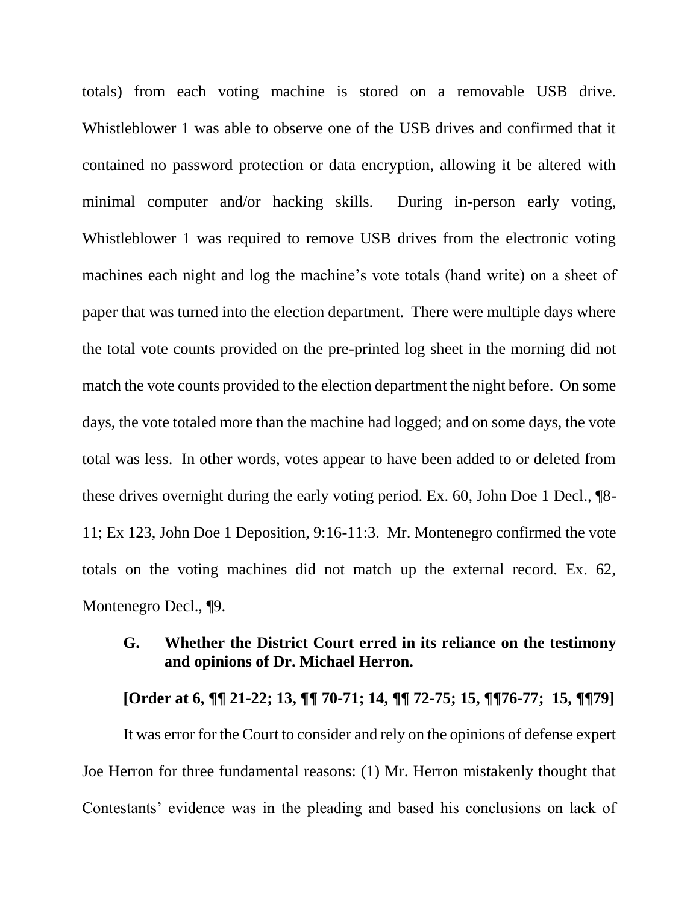totals) from each voting machine is stored on a removable USB drive. Whistleblower 1 was able to observe one of the USB drives and confirmed that it contained no password protection or data encryption, allowing it be altered with minimal computer and/or hacking skills. During in-person early voting, Whistleblower 1 was required to remove USB drives from the electronic voting machines each night and log the machine's vote totals (hand write) on a sheet of paper that was turned into the election department. There were multiple days where the total vote counts provided on the pre-printed log sheet in the morning did not match the vote counts provided to the election department the night before. On some days, the vote totaled more than the machine had logged; and on some days, the vote total was less. In other words, votes appear to have been added to or deleted from these drives overnight during the early voting period. Ex. 60, John Doe 1 Decl., ¶8-11; Ex 123, John Doe 1 Deposition, 9:16-11:3. Mr. Montenegro confirmed the vote totals on the voting machines did not match up the external record. Ex. 62, Montenegro Decl., ¶9.

### G. Whether the District Court erred in its reliance on the testimony and opinions of Dr. Michael Herron.

**[Order at 6, ¶¶ 21-22; 13, ¶¶ 70-71; 14, ¶¶ 72-75; 15, ¶¶76-77; 15, ¶¶79]**

It was error for the Court to consider and rely on the opinions of defense expert Joe Herron for three fundamental reasons: (1) Mr. Herron mistakenly thought that Contestants' evidence was in the pleading and based his conclusions on lack of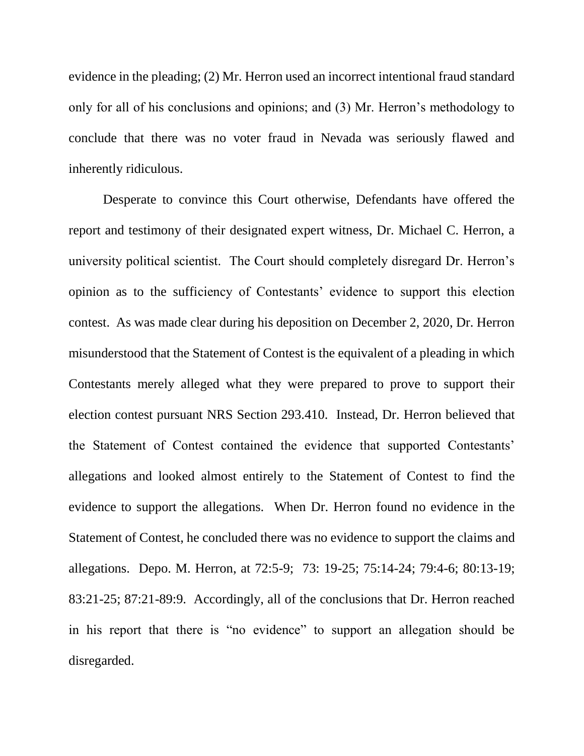evidence in the pleading; (2) Mr. Herron used an incorrect intentional fraud standard only for all of his conclusions and opinions; and (3) Mr. Herron's methodology to conclude that there was no voter fraud in Nevada was seriously flawed and inherently ridiculous.

Desperate to convince this Court otherwise, Defendants have offered the report and testimony of their designated expert witness, Dr. Michael C. Herron, a university political scientist. The Court should completely disregard Dr. Herron's opinion as to the sufficiency of Contestants' evidence to support this election contest. As was made clear during his deposition on December 2, 2020, Dr. Herron misunderstood that the Statement of Contest is the equivalent of a pleading in which Contestants merely alleged what they were prepared to prove to support their election contest pursuant NRS Section 293.410. Instead, Dr. Herron believed that the Statement of Contest contained the evidence that supported Contestants' allegations and looked almost entirely to the Statement of Contest to find the evidence to support the allegations. When Dr. Herron found no evidence in the Statement of Contest, he concluded there was no evidence to support the claims and allegations. Depo. M. Herron, at 72:5-9; 73: 19-25; 75:14-24; 79:4-6; 80:13-19; 83:21-25; 87:21-89:9. Accordingly, all of the conclusions that Dr. Herron reached in his report that there is "no evidence" to support an allegation should be disregarded.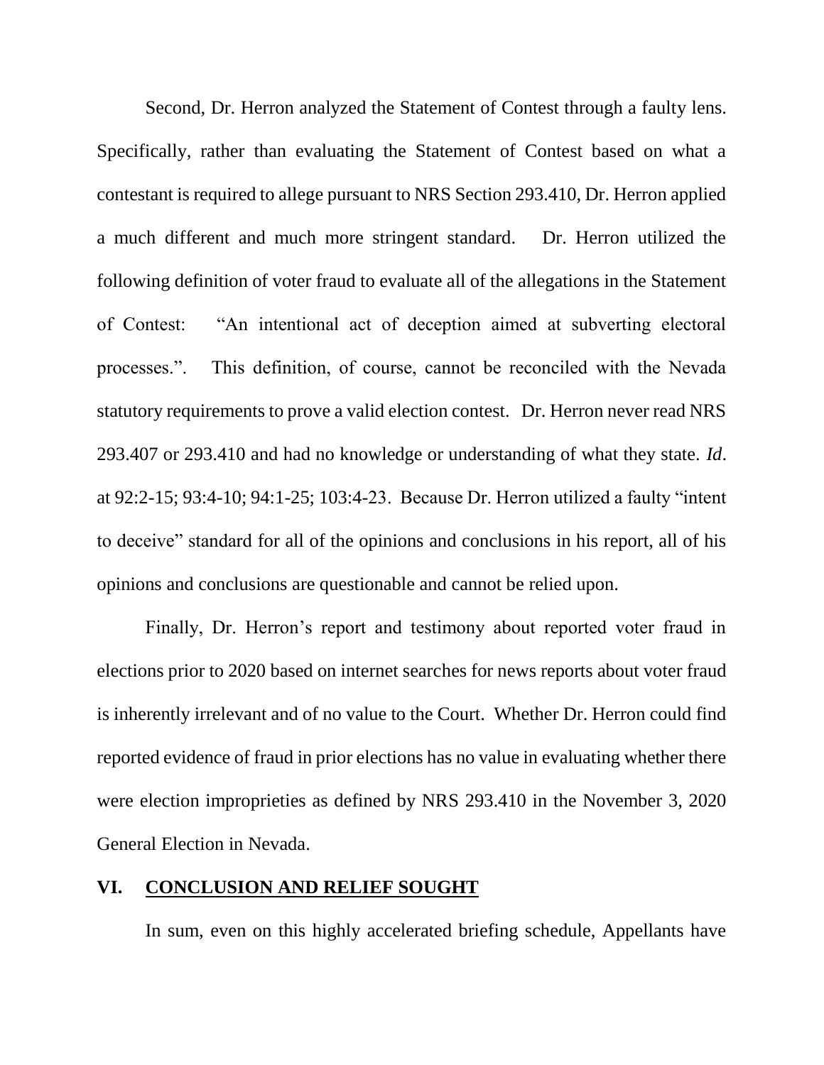Second, Dr. Herron analyzed the Statement of Contest through a faulty lens. Specifically, rather than evaluating the Statement of Contest based on what a contestant is required to allege pursuant to NRS Section 293.410, Dr. Herron applied a much different and much more stringent standard. Dr. Herron utilized the following definition of voter fraud to evaluate all of the allegations in the Statement of Contest: "An intentional act of deception aimed at subverting electoral processes.". This definition, of course, cannot be reconciled with the Nevada statutory requirements to prove a valid election contest. Dr. Herron never read NRS 293.407 or 293.410 and had no knowledge or understanding of what they state. *Id*. at 92:2-15; 93:4-10; 94:1-25; 103:4-23. Because Dr. Herron utilized a faulty "intent to deceive" standard for all of the opinions and conclusions in his report, all of his opinions and conclusions are questionable and cannot be relied upon.

Finally, Dr. Herron's report and testimony about reported voter fraud in elections prior to 2020 based on internet searches for news reports about voter fraud is inherently irrelevant and of no value to the Court. Whether Dr. Herron could find reported evidence of fraud in prior elections has no value in evaluating whether there were election improprieties as defined by NRS 293.410 in the November 3, 2020 General Election in Nevada.

## VI. CONCLUSION AND RELIEF SOUGHT

In sum, even on this highly accelerated briefing schedule, Appellants have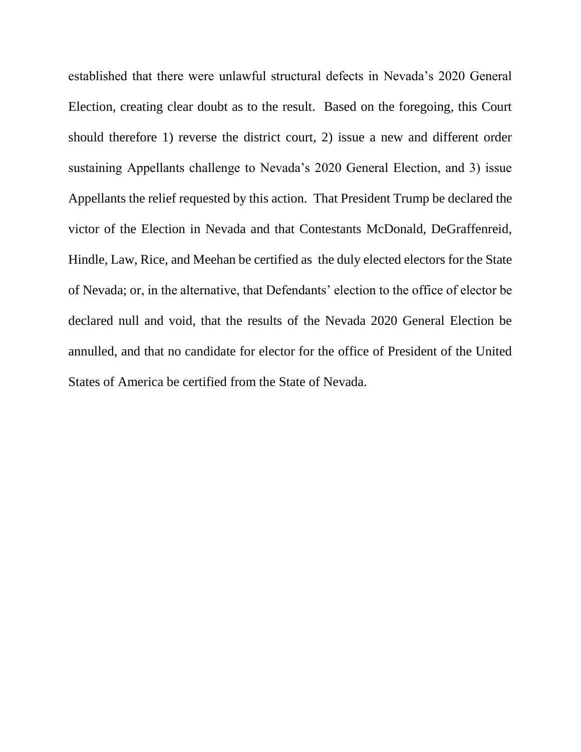established that there were unlawful structural defects in Nevada's 2020 General Election, creating clear doubt as to the result. Based on the foregoing, this Court should therefore 1) reverse the district court, 2) issue a new and different order sustaining Appellants challenge to Nevada's 2020 General Election, and 3) issue Appellants the relief requested by this action. That President Trump be declared the victor of the Election in Nevada and that Contestants McDonald, DeGraffenreid, Hindle, Law, Rice, and Meehan be certified as the duly elected electors for the State of Nevada; or, in the alternative, that Defendants' election to the office of elector be declared null and void, that the results of the Nevada 2020 General Election be annulled, and that no candidate for elector for the office of President of the United States of America be certified from the State of Nevada.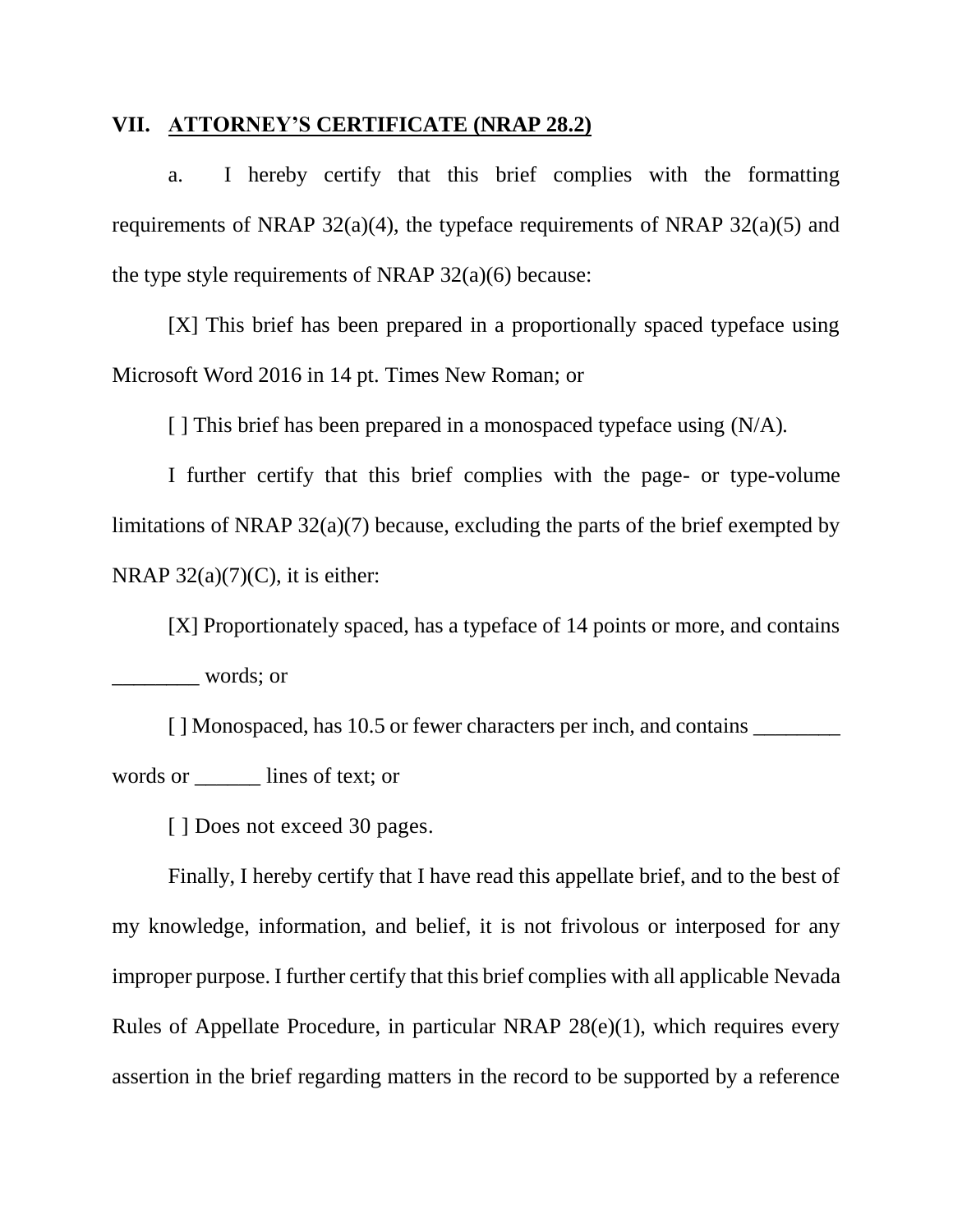## VII. ATTORNEY'S CERTIFICATE (NRAP 28.2)

a. I hereby certify that this brief complies with the formatting requirements of NRAP 32(a)(4), the typeface requirements of NRAP 32(a)(5) and the type style requirements of NRAP 32(a)(6) because:

[X] This brief has been prepared in a proportionally spaced typeface using Microsoft Word 2016 in 14 pt. Times New Roman; or

[ ] This brief has been prepared in a monospaced typeface using (N/A).

I further certify that this brief complies with the page- or type-volume limitations of NRAP 32(a)(7) because, excluding the parts of the brief exempted by NRAP 32(a)(7)(C), it is either:

[X] Proportionately spaced, has a typeface of 14 points or more, and contains ________ words; or

[ ] Monospaced, has 10.5 or fewer characters per inch, and contains ________ words or ______ lines of text; or

[ ] Does not exceed 30 pages.

Finally, I hereby certify that I have read this appellate brief, and to the best of my knowledge, information, and belief, it is not frivolous or interposed for any improper purpose. I further certify that this brief complies with all applicable Nevada Rules of Appellate Procedure, in particular NRAP 28(e)(1), which requires every assertion in the brief regarding matters in the record to be supported by a reference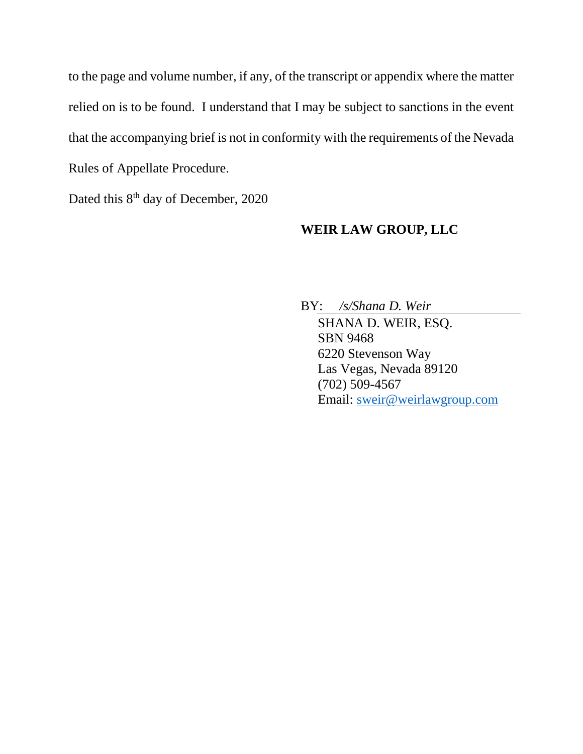to the page and volume number, if any, of the transcript or appendix where the matter relied on is to be found. I understand that I may be subject to sanctions in the event that the accompanying brief is not in conformity with the requirements of the Nevada Rules of Appellate Procedure.

Dated this 8th day of December, 2020

**WEIR LAW GROUP, LLC**

BY: */s/Shana D. Weir*
SHANA D. WEIR, ESQ.
SBN 9468
6220 Stevenson Way
Las Vegas, Nevada 89120
(702) 509-4567
Email: sweir@weirlawgroup.com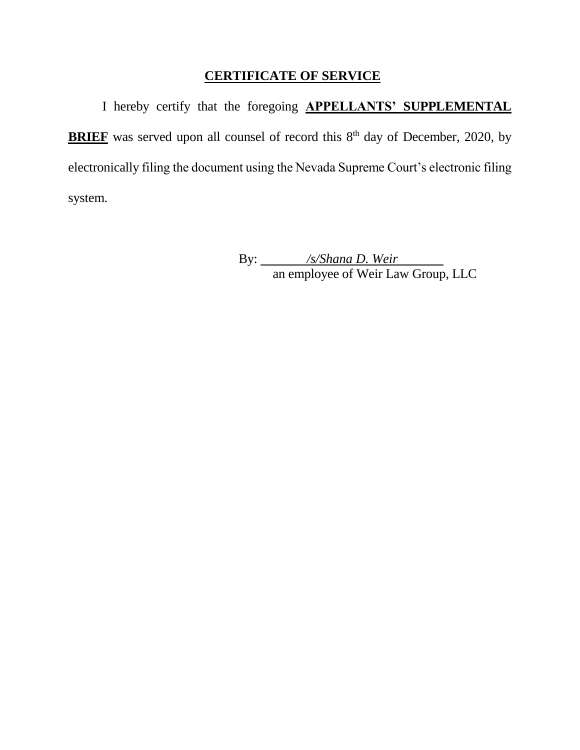# CERTIFICATE OF SERVICE

I hereby certify that the foregoing **APPELLANTS' SUPPLEMENTAL BRIEF** was served upon all counsel of record this 8th day of December, 2020, by electronically filing the document using the Nevada Supreme Court's electronic filing system.

By: *_/s/Shana D. Weir_*
an employee of Weir Law Group, LLC